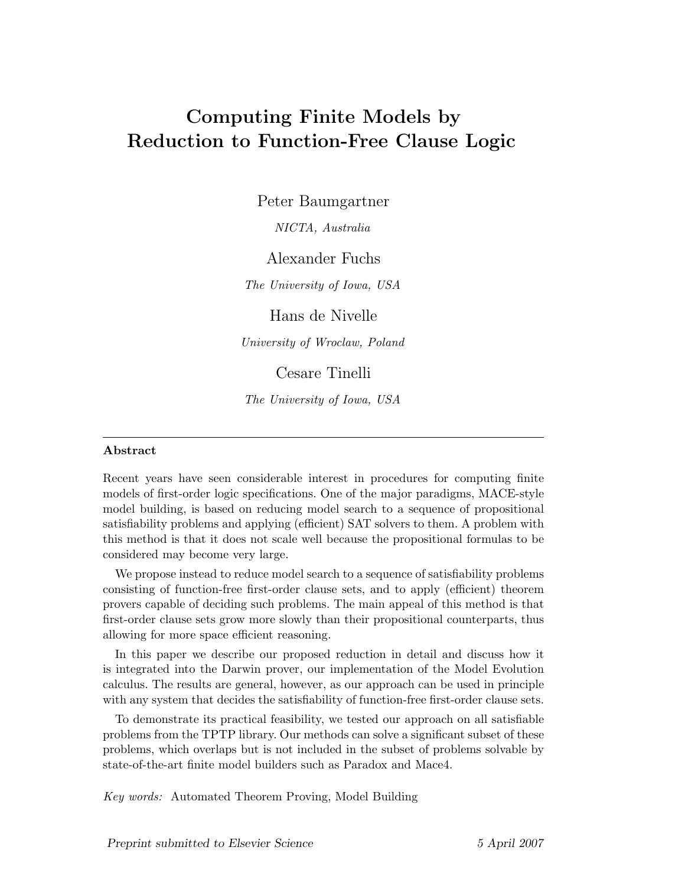# Computing Finite Models by Reduction to Function-Free Clause Logic

Peter Baumgartner

*NICTA, Australia*

Alexander Fuchs

*The University of Iowa, USA*

Hans de Nivelle

*University of Wroclaw, Poland*

Cesare Tinelli

*The University of Iowa, USA*

---

**Abstract**

Recent years have seen considerable interest in procedures for computing finite models of first-order logic specifications. One of the major paradigms, MACE-style model building, is based on reducing model search to a sequence of propositional satisfiability problems and applying (efficient) SAT solvers to them. A problem with this method is that it does not scale well because the propositional formulas to be considered may become very large.

We propose instead to reduce model search to a sequence of satisfiability problems consisting of function-free first-order clause sets, and to apply (efficient) theorem provers capable of deciding such problems. The main appeal of this method is that first-order clause sets grow more slowly than their propositional counterparts, thus allowing for more space efficient reasoning.

In this paper we describe our proposed reduction in detail and discuss how it is integrated into the Darwin prover, our implementation of the Model Evolution calculus. The results are general, however, as our approach can be used in principle with any system that decides the satisfiability of function-free first-order clause sets.

To demonstrate its practical feasibility, we tested our approach on all satisfiable problems from the TPTP library. Our methods can solve a significant subset of these problems, which overlaps but is not included in the subset of problems solvable by state-of-the-art finite model builders such as Paradox and Mace4.

*Key words:* Automated Theorem Proving, Model Building

*Preprint submitted to Elsevier Science* 5 April 2007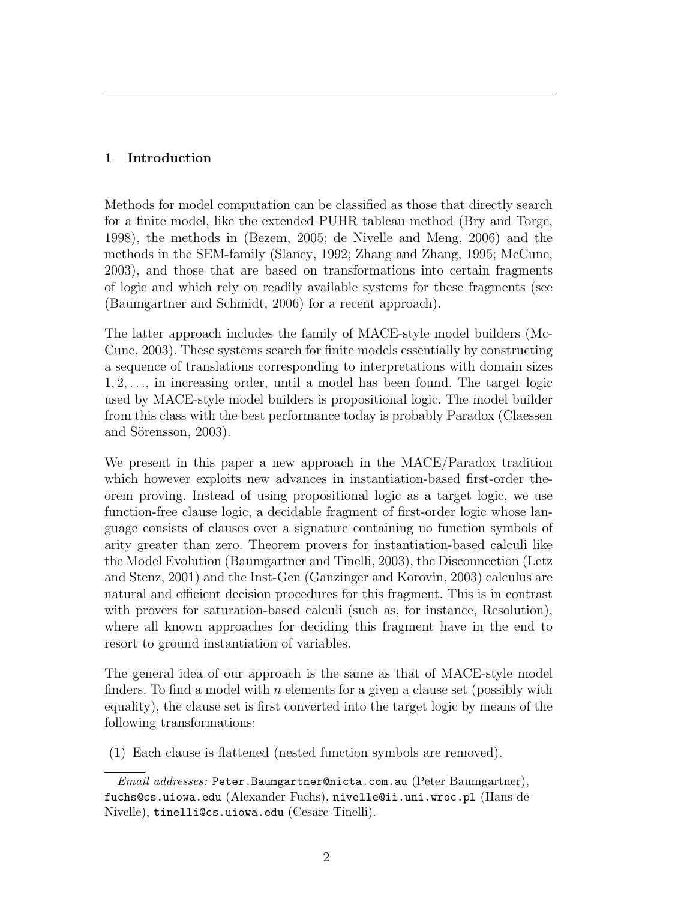## 1 Introduction

Methods for model computation can be classified as those that directly search for a finite model, like the extended PUHR tableau method (Bry and Torge, 1998), the methods in (Bezem, 2005; de Nivelle and Meng, 2006) and the methods in the SEM-family (Slaney, 1992; Zhang and Zhang, 1995; McCune, 2003), and those that are based on transformations into certain fragments of logic and which rely on readily available systems for these fragments (see (Baumgartner and Schmidt, 2006) for a recent approach).

The latter approach includes the family of MACE-style model builders (McCune, 2003). These systems search for finite models essentially by constructing a sequence of translations corresponding to interpretations with domain sizes $1, 2, \ldots$, in increasing order, until a model has been found. The target logic used by MACE-style model builders is propositional logic. The model builder from this class with the best performance today is probably Paradox (Claessen and Sörensson, 2003).

We present in this paper a new approach in the MACE/Paradox tradition which however exploits new advances in instantiation-based first-order theorem proving. Instead of using propositional logic as a target logic, we use function-free clause logic, a decidable fragment of first-order logic whose language consists of clauses over a signature containing no function symbols of arity greater than zero. Theorem provers for instantiation-based calculi like the Model Evolution (Baumgartner and Tinelli, 2003), the Disconnection (Letz and Stenz, 2001) and the Inst-Gen (Ganzinger and Korovin, 2003) calculus are natural and efficient decision procedures for this fragment. This is in contrast with provers for saturation-based calculi (such as, for instance, Resolution), where all known approaches for deciding this fragment have in the end to resort to ground instantiation of variables.

The general idea of our approach is the same as that of MACE-style model finders. To find a model with $n$ elements for a given a clause set (possibly with equality), the clause set is first converted into the target logic by means of the following transformations:

(1) Each clause is flattened (nested function symbols are removed).

*Email addresses:* `Peter.Baumgartner@nicta.com.au` (Peter Baumgartner), `fuchs@cs.uiowa.edu` (Alexander Fuchs), `nivelle@ii.uni.wroc.pl` (Hans de Nivelle), `tinelli@cs.uiowa.edu` (Cesare Tinelli).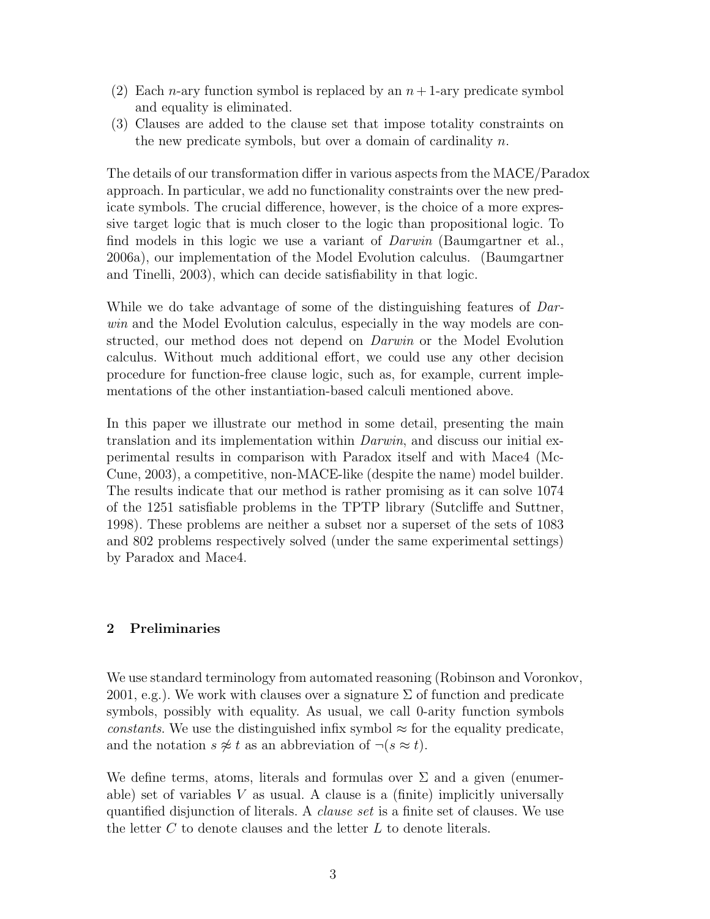(2) Each $n$-ary function symbol is replaced by an $n+1$-ary predicate symbol and equality is eliminated.
(3) Clauses are added to the clause set that impose totality constraints on the new predicate symbols, but over a domain of cardinality $n$.

The details of our transformation differ in various aspects from the MACE/Paradox approach. In particular, we add no functionality constraints over the new predicate symbols. The crucial difference, however, is the choice of a more expressive target logic that is much closer to the logic than propositional logic. To find models in this logic we use a variant of *Darwin* (Baumgartner et al., 2006a), our implementation of the Model Evolution calculus. (Baumgartner and Tinelli, 2003), which can decide satisfiability in that logic.

While we do take advantage of some of the distinguishing features of *Darwin* and the Model Evolution calculus, especially in the way models are constructed, our method does not depend on *Darwin* or the Model Evolution calculus. Without much additional effort, we could use any other decision procedure for function-free clause logic, such as, for example, current implementations of the other instantiation-based calculi mentioned above.

In this paper we illustrate our method in some detail, presenting the main translation and its implementation within *Darwin*, and discuss our initial experimental results in comparison with Paradox itself and with Mace4 (McCune, 2003), a competitive, non-MACE-like (despite the name) model builder. The results indicate that our method is rather promising as it can solve 1074 of the 1251 satisfiable problems in the TPTP library (Sutcliffe and Suttner, 1998). These problems are neither a subset nor a superset of the sets of 1083 and 802 problems respectively solved (under the same experimental settings) by Paradox and Mace4.

## 2 Preliminaries

We use standard terminology from automated reasoning (Robinson and Voronkov, 2001, e.g.). We work with clauses over a signature $\Sigma$ of function and predicate symbols, possibly with equality. As usual, we call 0-arity function symbols *constants*. We use the distinguished infix symbol $\approx$ for the equality predicate, and the notation $s \not\approx t$ as an abbreviation of $\neg(s \approx t)$.

We define terms, atoms, literals and formulas over $\Sigma$ and a given (enumerable) set of variables $V$ as usual. A clause is a (finite) implicitly universally quantified disjunction of literals. A *clause set* is a finite set of clauses. We use the letter $C$ to denote clauses and the letter $L$ to denote literals.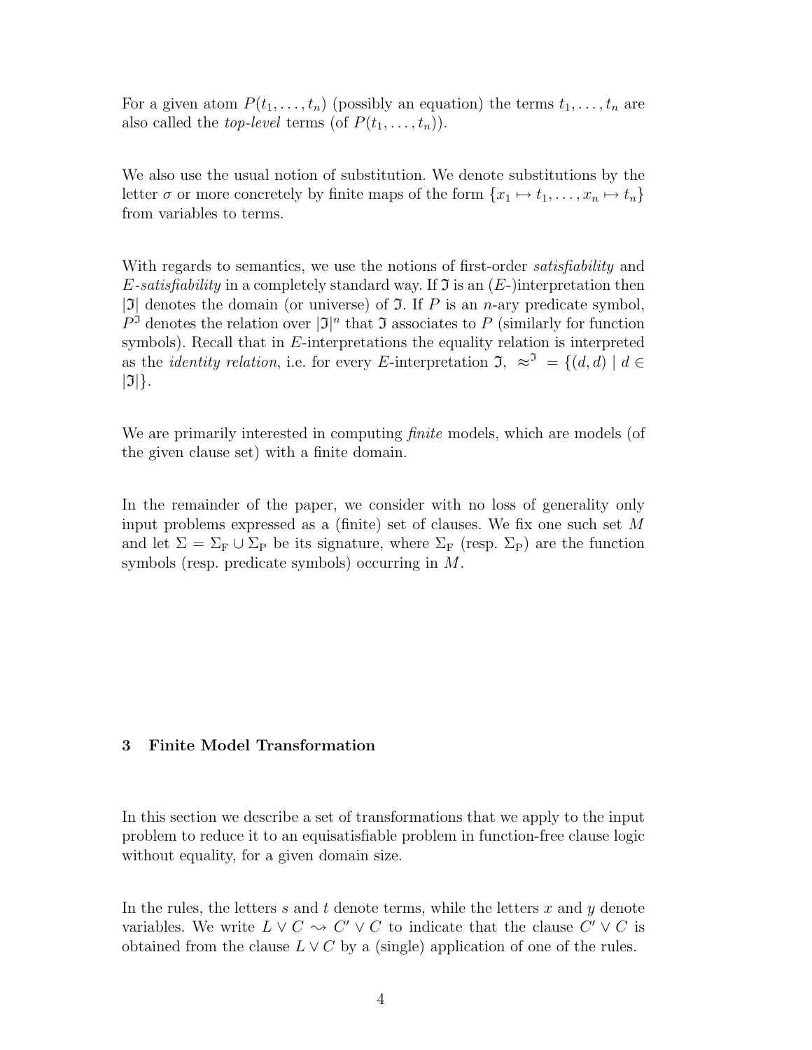For a given atom $P(t_1, \ldots, t_n)$ (possibly an equation) the terms $t_1, \ldots, t_n$ are also called the *top-level* terms (of $P(t_1, \ldots, t_n)$).

We also use the usual notion of substitution. We denote substitutions by the letter $\sigma$ or more concretely by finite maps of the form $\{x_1 \mapsto t_1, \ldots, x_n \mapsto t_n\}$ from variables to terms.

With regards to semantics, we use the notions of first-order *satisfiability* and *E-satisfiability* in a completely standard way. If $\mathfrak{I}$ is an ($E$-)interpretation then $|\mathfrak{I}|$ denotes the domain (or universe) of $\mathfrak{I}$. If $P$ is an $n$-ary predicate symbol, $P^{\mathfrak{I}}$ denotes the relation over $|\mathfrak{I}|^n$ that $\mathfrak{I}$ associates to $P$ (similarly for function symbols). Recall that in $E$-interpretations the equality relation is interpreted as the *identity relation*, i.e. for every $E$-interpretation $\mathfrak{I}$, $\approx^{\mathfrak{I}} = \{(d, d) \mid d \in |\mathfrak{I}|\}$.

We are primarily interested in computing *finite* models, which are models (of the given clause set) with a finite domain.

In the remainder of the paper, we consider with no loss of generality only input problems expressed as a (finite) set of clauses. We fix one such set $M$ and let $\Sigma = \Sigma_{\mathrm{F}} \cup \Sigma_{\mathrm{P}}$ be its signature, where $\Sigma_{\mathrm{F}}$ (resp. $\Sigma_{\mathrm{P}}$) are the function symbols (resp. predicate symbols) occurring in $M$.

## 3 Finite Model Transformation

In this section we describe a set of transformations that we apply to the input problem to reduce it to an equisatisfiable problem in function-free clause logic without equality, for a given domain size.

In the rules, the letters $s$ and $t$ denote terms, while the letters $x$ and $y$ denote variables. We write $L \vee C \rightsquigarrow C' \vee C$ to indicate that the clause $C' \vee C$ is obtained from the clause $L \vee C$ by a (single) application of one of the rules.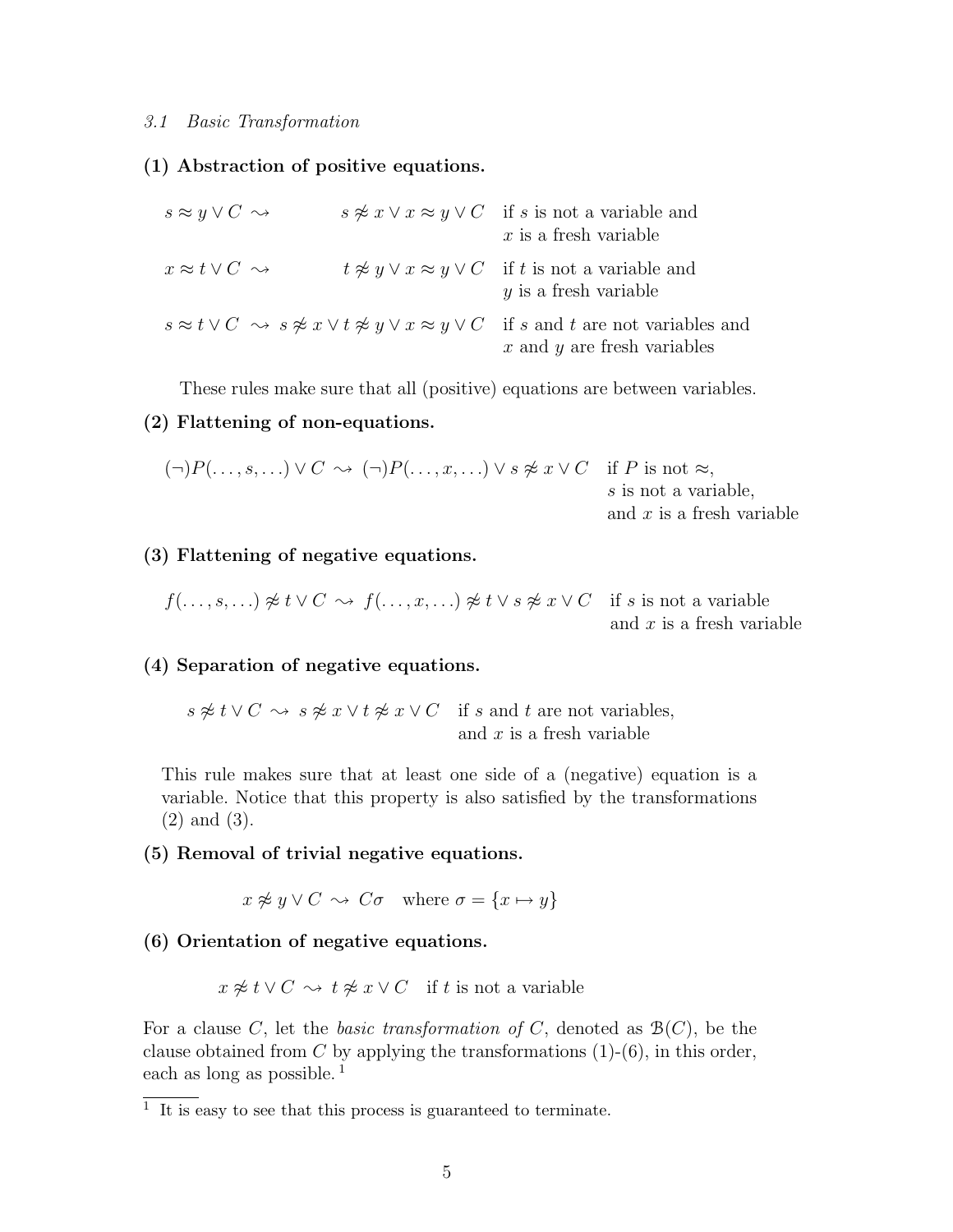### *3.1 Basic Transformation*

**(1) Abstraction of positive equations.**

| | | |
|---|---|---|
| $s \approx y \vee C \;\rightsquigarrow$ | $s \not\approx x \vee x \approx y \vee C$ | if $s$ is not a variable and $x$ is a fresh variable |
| $x \approx t \vee C \;\rightsquigarrow$ | $t \not\approx y \vee x \approx y \vee C$ | if $t$ is not a variable and $y$ is a fresh variable |
| $s \approx t \vee C \;\rightsquigarrow$ | $s \not\approx x \vee t \not\approx y \vee x \approx y \vee C$ | if $s$ and $t$ are not variables and $x$ and $y$ are fresh variables |

These rules make sure that all (positive) equations are between variables.

**(2) Flattening of non-equations.**

$$(\neg)P(\ldots, s, \ldots) \vee C \;\rightsquigarrow\; (\neg)P(\ldots, x, \ldots) \vee s \not\approx x \vee C \quad \text{if } P \text{ is not } \approx, s \text{ is not a variable, and } x \text{ is a fresh variable}$$

**(3) Flattening of negative equations.**

$$f(\ldots, s, \ldots) \not\approx t \vee C \;\rightsquigarrow\; f(\ldots, x, \ldots) \not\approx t \vee s \not\approx x \vee C \quad \text{if } s \text{ is not a variable and } x \text{ is a fresh variable}$$

**(4) Separation of negative equations.**

$$s \not\approx t \vee C \;\rightsquigarrow\; s \not\approx x \vee t \not\approx x \vee C \quad \text{if } s \text{ and } t \text{ are not variables, and } x \text{ is a fresh variable}$$

This rule makes sure that at least one side of a (negative) equation is a variable. Notice that this property is also satisfied by the transformations (2) and (3).

**(5) Removal of trivial negative equations.**

$$x \not\approx y \vee C \;\rightsquigarrow\; C\sigma \quad \text{where } \sigma = \{x \mapsto y\}$$

**(6) Orientation of negative equations.**

$$x \not\approx t \vee C \;\rightsquigarrow\; t \not\approx x \vee C \quad \text{if } t \text{ is not a variable}$$

For a clause $C$, let the *basic transformation of* $C$, denoted as $\mathcal{B}(C)$, be the clause obtained from $C$ by applying the transformations (1)-(6), in this order, each as long as possible.[1]

[1] It is easy to see that this process is guaranteed to terminate.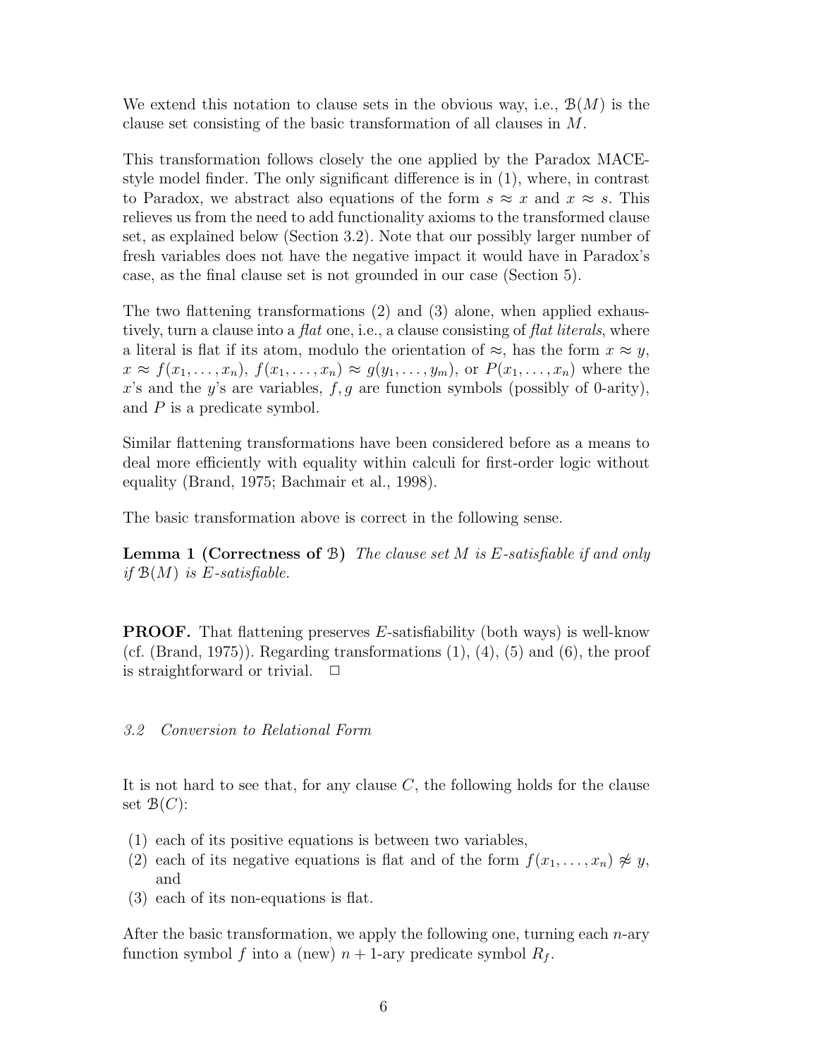We extend this notation to clause sets in the obvious way, i.e., $\mathcal{B}(M)$ is the clause set consisting of the basic transformation of all clauses in $M$.

This transformation follows closely the one applied by the Paradox MACE-style model finder. The only significant difference is in (1), where, in contrast to Paradox, we abstract also equations of the form $s \approx x$ and $x \approx s$. This relieves us from the need to add functionality axioms to the transformed clause set, as explained below (Section 3.2). Note that our possibly larger number of fresh variables does not have the negative impact it would have in Paradox's case, as the final clause set is not grounded in our case (Section 5).

The two flattening transformations (2) and (3) alone, when applied exhaustively, turn a clause into a *flat* one, i.e., a clause consisting of *flat literals*, where a literal is flat if its atom, modulo the orientation of $\approx$, has the form $x \approx y$, $x \approx f(x_1, \ldots, x_n)$, $f(x_1, \ldots, x_n) \approx g(y_1, \ldots, y_m)$, or $P(x_1, \ldots, x_n)$ where the $x$'s and the $y$'s are variables, $f, g$ are function symbols (possibly of 0-arity), and $P$ is a predicate symbol.

Similar flattening transformations have been considered before as a means to deal more efficiently with equality within calculi for first-order logic without equality (Brand, 1975; Bachmair et al., 1998).

The basic transformation above is correct in the following sense.

**Lemma 1 (Correctness of $\mathcal{B}$)** *The clause set $M$ is E-satisfiable if and only if $\mathcal{B}(M)$ is E-satisfiable.*

**PROOF.** That flattening preserves $E$-satisfiability (both ways) is well-know (cf. (Brand, 1975)). Regarding transformations (1), (4), (5) and (6), the proof is straightforward or trivial. $\square$

### *3.2 Conversion to Relational Form*

It is not hard to see that, for any clause $C$, the following holds for the clause set $\mathcal{B}(C)$:

(1) each of its positive equations is between two variables,
(2) each of its negative equations is flat and of the form $f(x_1, \ldots, x_n) \not\approx y$, and
(3) each of its non-equations is flat.

After the basic transformation, we apply the following one, turning each $n$-ary function symbol $f$ into a (new) $n+1$-ary predicate symbol $R_f$.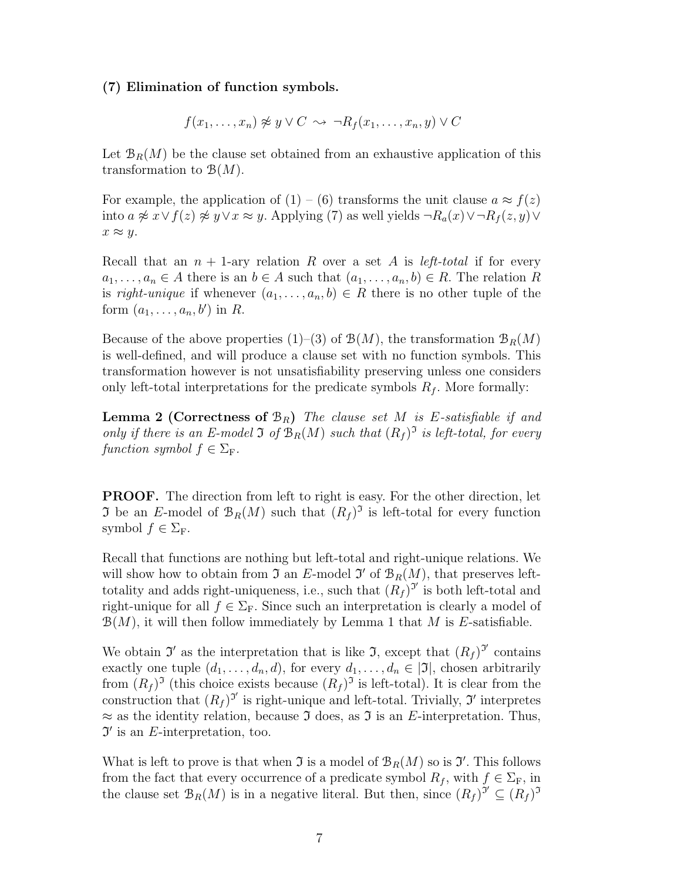**(7) Elimination of function symbols.**

$$f(x_1, \dots, x_n) \not\approx y \vee C \rightsquigarrow \neg R_f(x_1, \dots, x_n, y) \vee C$$

Let $\mathcal{B}_R(M)$ be the clause set obtained from an exhaustive application of this transformation to $\mathcal{B}(M)$.

For example, the application of (1) – (6) transforms the unit clause $a \approx f(z)$ into $a \not\approx x \vee f(z) \not\approx y \vee x \approx y$. Applying (7) as well yields $\neg R_a(x) \vee \neg R_f(z, y) \vee x \approx y$.

Recall that an $n+1$-ary relation $R$ over a set $A$ is *left-total* if for every $a_1, \dots, a_n \in A$ there is an $b \in A$ such that $(a_1, \dots, a_n, b) \in R$. The relation $R$ is *right-unique* if whenever $(a_1, \dots, a_n, b) \in R$ there is no other tuple of the form $(a_1, \dots, a_n, b')$ in $R$.

Because of the above properties (1)–(3) of $\mathcal{B}(M)$, the transformation $\mathcal{B}_R(M)$ is well-defined, and will produce a clause set with no function symbols. This transformation however is not unsatisfiability preserving unless one considers only left-total interpretations for the predicate symbols $R_f$. More formally:

**Lemma 2 (Correctness of $\mathcal{B}_R$)** *The clause set $M$ is E-satisfiable if and only if there is an E-model $\mathfrak{I}$ of $\mathcal{B}_R(M)$ such that $(R_f)^{\mathfrak{I}}$ is left-total, for every function symbol $f \in \Sigma_{\mathrm{F}}$.*

**PROOF.** The direction from left to right is easy. For the other direction, let $\mathfrak{I}$ be an $E$-model of $\mathcal{B}_R(M)$ such that $(R_f)^{\mathfrak{I}}$ is left-total for every function symbol $f \in \Sigma_{\mathrm{F}}$.

Recall that functions are nothing but left-total and right-unique relations. We will show how to obtain from $\mathfrak{I}$ an $E$-model $\mathfrak{I}'$ of $\mathcal{B}_R(M)$, that preserves left-totality and adds right-uniqueness, i.e., such that $(R_f)^{\mathfrak{I}'}$ is both left-total and right-unique for all $f \in \Sigma_{\mathrm{F}}$. Since such an interpretation is clearly a model of $\mathcal{B}(M)$, it will then follow immediately by Lemma 1 that $M$ is $E$-satisfiable.

We obtain $\mathfrak{I}'$ as the interpretation that is like $\mathfrak{I}$, except that $(R_f)^{\mathfrak{I}'}$ contains exactly one tuple $(d_1, \dots, d_n, d)$, for every $d_1, \dots, d_n \in |\mathfrak{I}|$, chosen arbitrarily from $(R_f)^{\mathfrak{I}}$ (this choice exists because $(R_f)^{\mathfrak{I}}$ is left-total). It is clear from the construction that $(R_f)^{\mathfrak{I}'}$ is right-unique and left-total. Trivially, $\mathfrak{I}'$ interpretes $\approx$ as the identity relation, because $\mathfrak{I}$ does, as $\mathfrak{I}$ is an $E$-interpretation. Thus, $\mathfrak{I}'$ is an $E$-interpretation, too.

What is left to prove is that when $\mathfrak{I}$ is a model of $\mathcal{B}_R(M)$ so is $\mathfrak{I}'$. This follows from the fact that every occurrence of a predicate symbol $R_f$, with $f \in \Sigma_{\mathrm{F}}$, in the clause set $\mathcal{B}_R(M)$ is in a negative literal. But then, since $(R_f)^{\mathfrak{I}'} \subseteq (R_f)^{\mathfrak{I}}$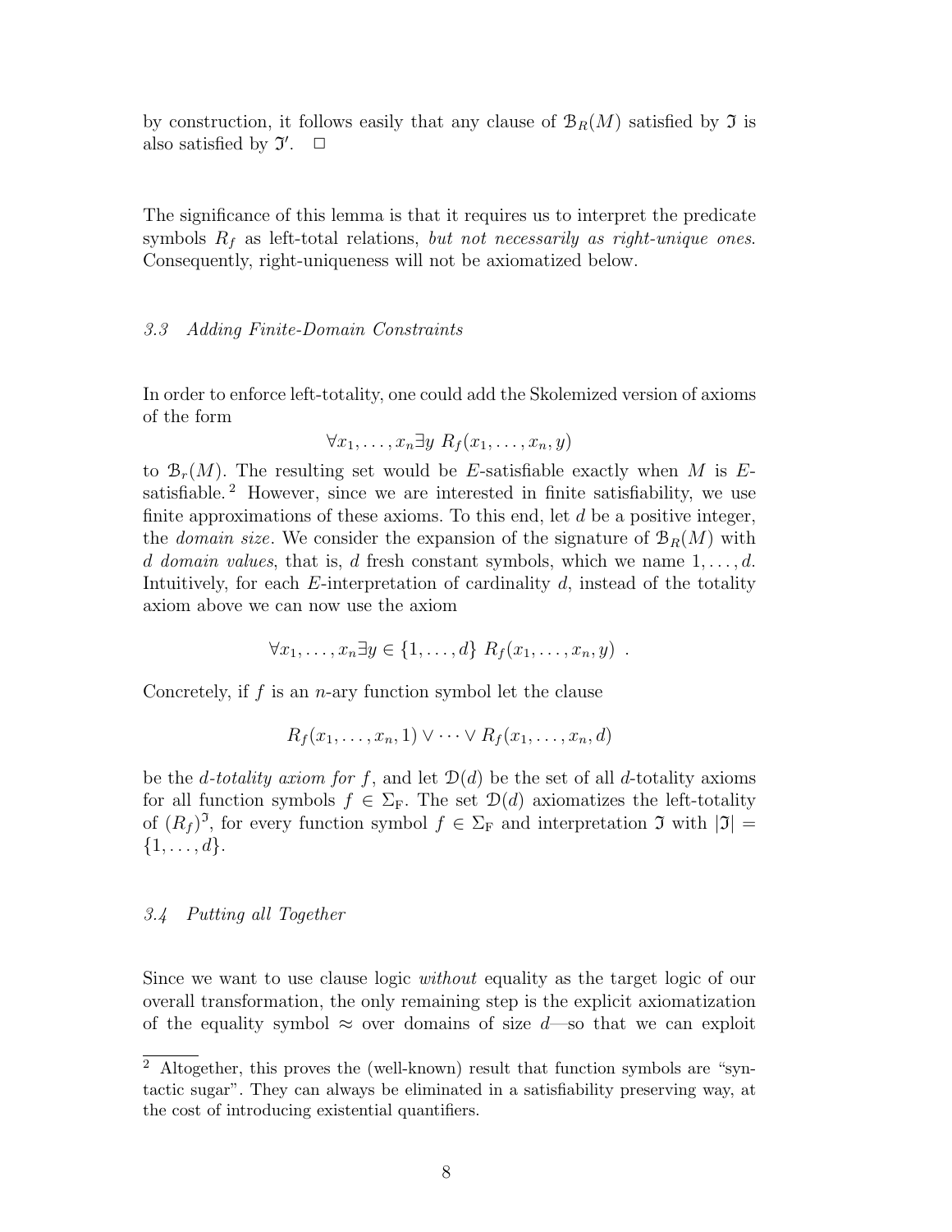by construction, it follows easily that any clause of $\mathcal{B}_R(M)$ satisfied by $\mathfrak{I}$ is also satisfied by $\mathfrak{I}'$. □

The significance of this lemma is that it requires us to interpret the predicate symbols $R_f$ as left-total relations, *but not necessarily as right-unique ones*. Consequently, right-uniqueness will not be axiomatized below.

### 3.3 Adding Finite-Domain Constraints

In order to enforce left-totality, one could add the Skolemized version of axioms of the form

$$\forall x_1, \ldots, x_n \exists y \; R_f(x_1, \ldots, x_n, y)$$

to $\mathcal{B}_r(M)$. The resulting set would be $E$-satisfiable exactly when $M$ is $E$-satisfiable. [2] However, since we are interested in finite satisfiability, we use finite approximations of these axioms. To this end, let $d$ be a positive integer, the *domain size*. We consider the expansion of the signature of $\mathcal{B}_R(M)$ with $d$ *domain values*, that is, $d$ fresh constant symbols, which we name $1, \ldots, d$. Intuitively, for each $E$-interpretation of cardinality $d$, instead of the totality axiom above we can now use the axiom

$$\forall x_1, \ldots, x_n \exists y \in \{1, \ldots, d\} \; R_f(x_1, \ldots, x_n, y) \; .$$

Concretely, if $f$ is an $n$-ary function symbol let the clause

$$R_f(x_1, \ldots, x_n, 1) \vee \cdots \vee R_f(x_1, \ldots, x_n, d)$$

be the *$d$-totality axiom for $f$*, and let $\mathcal{D}(d)$ be the set of all $d$-totality axioms for all function symbols $f \in \Sigma_{\mathrm{F}}$. The set $\mathcal{D}(d)$ axiomatizes the left-totality of $(R_f)^{\mathfrak{I}}$, for every function symbol $f \in \Sigma_{\mathrm{F}}$ and interpretation $\mathfrak{I}$ with $|\mathfrak{I}| = \{1, \ldots, d\}$.

### 3.4 Putting all Together

Since we want to use clause logic *without* equality as the target logic of our overall transformation, the only remaining step is the explicit axiomatization of the equality symbol $\approx$ over domains of size $d$—so that we can exploit

[2] Altogether, this proves the (well-known) result that function symbols are "syntactic sugar". They can always be eliminated in a satisfiability preserving way, at the cost of introducing existential quantifiers.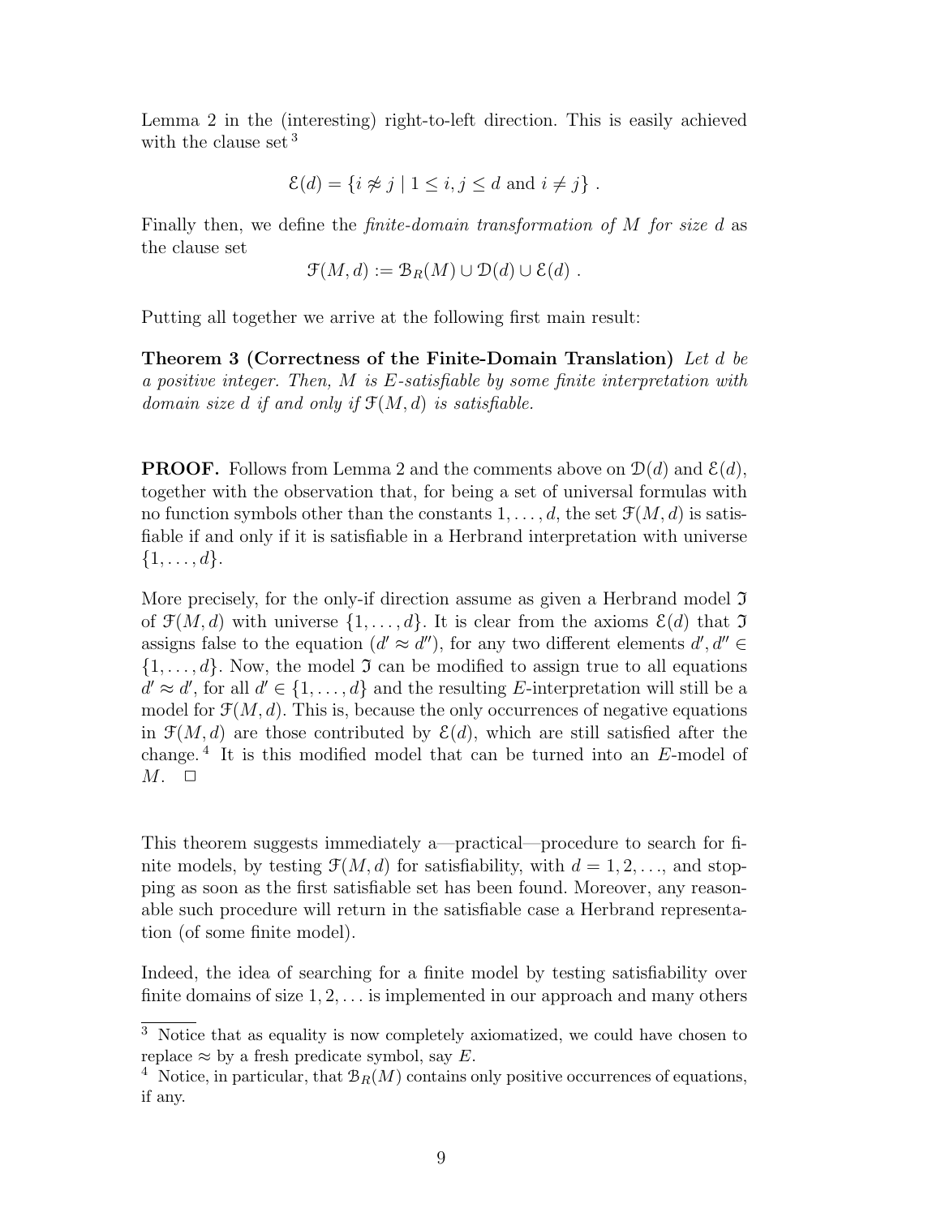Lemma 2 in the (interesting) right-to-left direction. This is easily achieved with the clause set [3]

$$\mathcal{E}(d) = \{i \not\approx j \mid 1 \leq i, j \leq d \text{ and } i \neq j\} .$$

Finally then, we define the *finite-domain transformation of $M$ for size $d$* as the clause set

$$\mathcal{F}(M, d) := \mathcal{B}_R(M) \cup \mathcal{D}(d) \cup \mathcal{E}(d) .$$

Putting all together we arrive at the following first main result:

**Theorem 3 (Correctness of the Finite-Domain Translation)** *Let $d$ be a positive integer. Then, $M$ is $E$-satisfiable by some finite interpretation with domain size $d$ if and only if $\mathcal{F}(M, d)$ is satisfiable.*

**PROOF.** Follows from Lemma 2 and the comments above on $\mathcal{D}(d)$ and $\mathcal{E}(d)$, together with the observation that, for being a set of universal formulas with no function symbols other than the constants $1, \ldots, d$, the set $\mathcal{F}(M, d)$ is satisfiable if and only if it is satisfiable in a Herbrand interpretation with universe $\{1, \ldots, d\}$.

More precisely, for the only-if direction assume as given a Herbrand model $\mathfrak{I}$ of $\mathcal{F}(M, d)$ with universe $\{1, \ldots, d\}$. It is clear from the axioms $\mathcal{E}(d)$ that $\mathfrak{I}$ assigns false to the equation $(d' \approx d'')$, for any two different elements $d', d'' \in \{1, \ldots, d\}$. Now, the model $\mathfrak{I}$ can be modified to assign true to all equations $d' \approx d'$, for all $d' \in \{1, \ldots, d\}$ and the resulting $E$-interpretation will still be a model for $\mathcal{F}(M, d)$. This is, because the only occurrences of negative equations in $\mathcal{F}(M, d)$ are those contributed by $\mathcal{E}(d)$, which are still satisfied after the change. [4] It is this modified model that can be turned into an $E$-model of $M$. $\square$

This theorem suggests immediately a—practical—procedure to search for finite models, by testing $\mathcal{F}(M, d)$ for satisfiability, with $d = 1, 2, \ldots$, and stopping as soon as the first satisfiable set has been found. Moreover, any reasonable such procedure will return in the satisfiable case a Herbrand representation (of some finite model).

Indeed, the idea of searching for a finite model by testing satisfiability over finite domains of size $1, 2, \ldots$ is implemented in our approach and many others

---

[3] Notice that as equality is now completely axiomatized, we could have chosen to replace $\approx$ by a fresh predicate symbol, say $E$.

[4] Notice, in particular, that $\mathcal{B}_R(M)$ contains only positive occurrences of equations, if any.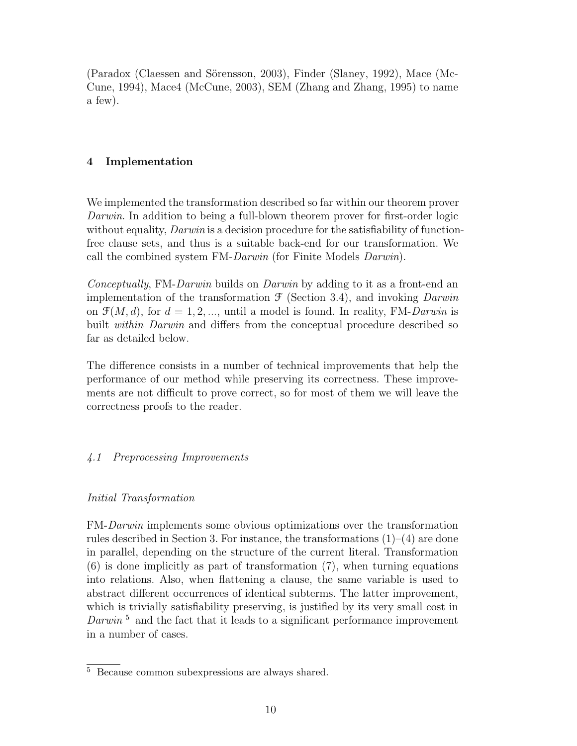(Paradox (Claessen and Sörensson, 2003), Finder (Slaney, 1992), Mace (McCune, 1994), Mace4 (McCune, 2003), SEM (Zhang and Zhang, 1995) to name a few).

## 4 Implementation

We implemented the transformation described so far within our theorem prover *Darwin*. In addition to being a full-blown theorem prover for first-order logic without equality, *Darwin* is a decision procedure for the satisfiability of function-free clause sets, and thus is a suitable back-end for our transformation. We call the combined system FM-*Darwin* (for Finite Models *Darwin*).

*Conceptually*, FM-*Darwin* builds on *Darwin* by adding to it as a front-end an implementation of the transformation $\mathcal{F}$ (Section 3.4), and invoking *Darwin* on $\mathcal{F}(M, d)$, for $d = 1, 2, ...$, until a model is found. In reality, FM-*Darwin* is built *within Darwin* and differs from the conceptual procedure described so far as detailed below.

The difference consists in a number of technical improvements that help the performance of our method while preserving its correctness. These improvements are not difficult to prove correct, so for most of them we will leave the correctness proofs to the reader.

### *4.1 Preprocessing Improvements*

#### *Initial Transformation*

FM-*Darwin* implements some obvious optimizations over the transformation rules described in Section 3. For instance, the transformations (1)–(4) are done in parallel, depending on the structure of the current literal. Transformation (6) is done implicitly as part of transformation (7), when turning equations into relations. Also, when flattening a clause, the same variable is used to abstract different occurrences of identical subterms. The latter improvement, which is trivially satisfiability preserving, is justified by its very small cost in *Darwin* [5] and the fact that it leads to a significant performance improvement in a number of cases.

[5] Because common subexpressions are always shared.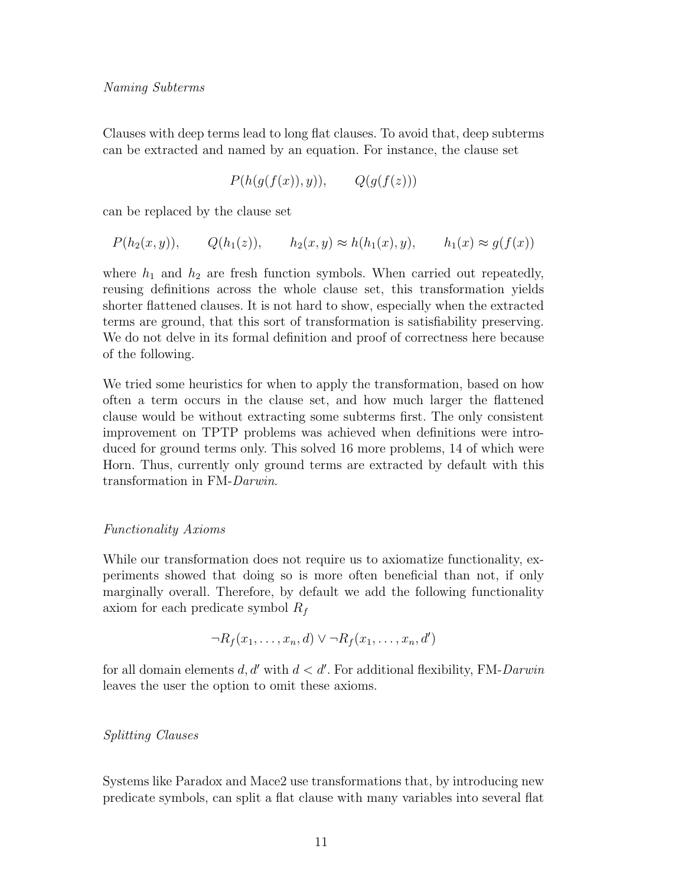*Naming Subterms*

Clauses with deep terms lead to long flat clauses. To avoid that, deep subterms can be extracted and named by an equation. For instance, the clause set

$$P(h(g(f(x)), y)), \qquad Q(g(f(z)))$$

can be replaced by the clause set

$$P(h_2(x, y)), \qquad Q(h_1(z)), \qquad h_2(x, y) \approx h(h_1(x), y), \qquad h_1(x) \approx g(f(x))$$

where $h_1$ and $h_2$ are fresh function symbols. When carried out repeatedly, reusing definitions across the whole clause set, this transformation yields shorter flattened clauses. It is not hard to show, especially when the extracted terms are ground, that this sort of transformation is satisfiability preserving. We do not delve in its formal definition and proof of correctness here because of the following.

We tried some heuristics for when to apply the transformation, based on how often a term occurs in the clause set, and how much larger the flattened clause would be without extracting some subterms first. The only consistent improvement on TPTP problems was achieved when definitions were introduced for ground terms only. This solved 16 more problems, 14 of which were Horn. Thus, currently only ground terms are extracted by default with this transformation in FM-*Darwin*.

*Functionality Axioms*

While our transformation does not require us to axiomatize functionality, experiments showed that doing so is more often beneficial than not, if only marginally overall. Therefore, by default we add the following functionality axiom for each predicate symbol $R_f$

$$\neg R_f(x_1, \ldots, x_n, d) \vee \neg R_f(x_1, \ldots, x_n, d')$$

for all domain elements $d, d'$ with $d < d'$. For additional flexibility, FM-*Darwin* leaves the user the option to omit these axioms.

*Splitting Clauses*

Systems like Paradox and Mace2 use transformations that, by introducing new predicate symbols, can split a flat clause with many variables into several flat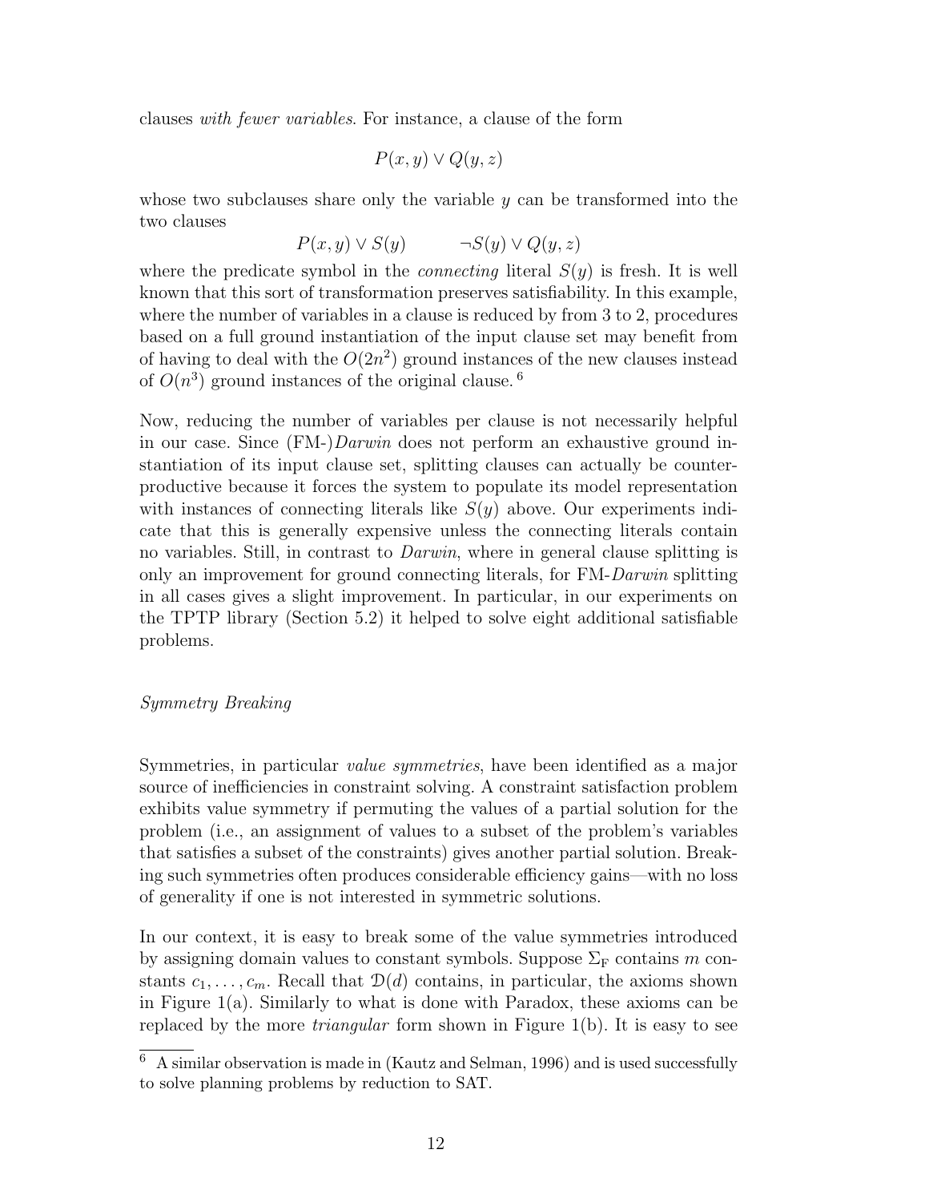clauses *with fewer variables*. For instance, a clause of the form

$$P(x, y) \lor Q(y, z)$$

whose two subclauses share only the variable $y$ can be transformed into the two clauses

$$P(x, y) \lor S(y) \qquad \neg S(y) \lor Q(y, z)$$

where the predicate symbol in the *connecting* literal $S(y)$ is fresh. It is well known that this sort of transformation preserves satisfiability. In this example, where the number of variables in a clause is reduced by from 3 to 2, procedures based on a full ground instantiation of the input clause set may benefit from of having to deal with the $O(2n^2)$ ground instances of the new clauses instead of $O(n^3)$ ground instances of the original clause. [6]

Now, reducing the number of variables per clause is not necessarily helpful in our case. Since (FM-)*Darwin* does not perform an exhaustive ground instantiation of its input clause set, splitting clauses can actually be counterproductive because it forces the system to populate its model representation with instances of connecting literals like $S(y)$ above. Our experiments indicate that this is generally expensive unless the connecting literals contain no variables. Still, in contrast to *Darwin*, where in general clause splitting is only an improvement for ground connecting literals, for FM-*Darwin* splitting in all cases gives a slight improvement. In particular, in our experiments on the TPTP library (Section 5.2) it helped to solve eight additional satisfiable problems.

*Symmetry Breaking*

Symmetries, in particular *value symmetries*, have been identified as a major source of inefficiencies in constraint solving. A constraint satisfaction problem exhibits value symmetry if permuting the values of a partial solution for the problem (i.e., an assignment of values to a subset of the problem's variables that satisfies a subset of the constraints) gives another partial solution. Breaking such symmetries often produces considerable efficiency gains—with no loss of generality if one is not interested in symmetric solutions.

In our context, it is easy to break some of the value symmetries introduced by assigning domain values to constant symbols. Suppose $\Sigma_F$ contains $m$ constants $c_1, \ldots, c_m$. Recall that $\mathcal{D}(d)$ contains, in particular, the axioms shown in Figure 1(a). Similarly to what is done with Paradox, these axioms can be replaced by the more *triangular* form shown in Figure 1(b). It is easy to see

[6] A similar observation is made in (Kautz and Selman, 1996) and is used successfully to solve planning problems by reduction to SAT.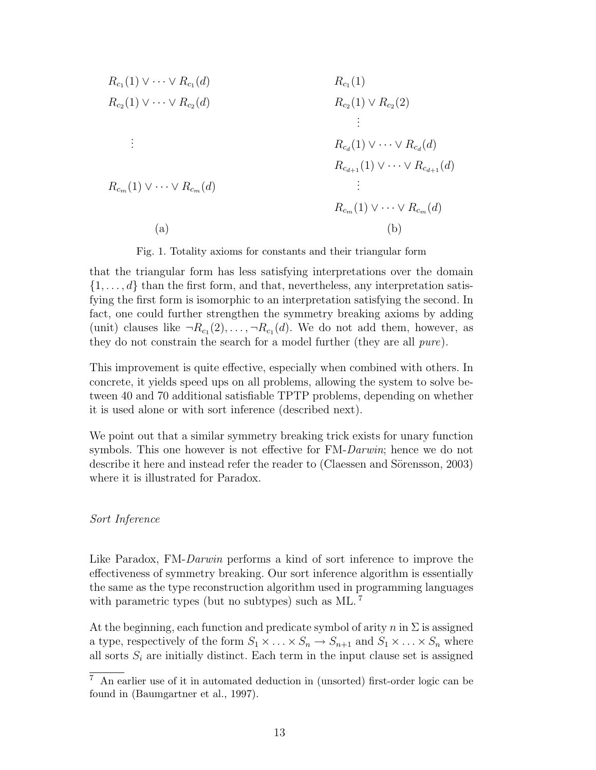$$
\begin{array}{ll}
R_{c_1}(1) \vee \cdots \vee R_{c_1}(d) & R_{c_1}(1) \\
R_{c_2}(1) \vee \cdots \vee R_{c_2}(d) & R_{c_2}(1) \vee R_{c_2}(2) \\
 & \vdots \\
\vdots & R_{c_d}(1) \vee \cdots \vee R_{c_d}(d) \\
 & R_{c_{d+1}}(1) \vee \cdots \vee R_{c_{d+1}}(d) \\
R_{c_m}(1) \vee \cdots \vee R_{c_m}(d) & \vdots \\
 & R_{c_m}(1) \vee \cdots \vee R_{c_m}(d) \\
\text{(a)} & \text{(b)}
\end{array}
$$

Fig. 1. Totality axioms for constants and their triangular form

that the triangular form has less satisfying interpretations over the domain $\{1, \ldots, d\}$ than the first form, and that, nevertheless, any interpretation satisfying the first form is isomorphic to an interpretation satisfying the second. In fact, one could further strengthen the symmetry breaking axioms by adding (unit) clauses like $\neg R_{c_1}(2), \ldots, \neg R_{c_1}(d)$. We do not add them, however, as they do not constrain the search for a model further (they are all *pure*).

This improvement is quite effective, especially when combined with others. In concrete, it yields speed ups on all problems, allowing the system to solve between 40 and 70 additional satisfiable TPTP problems, depending on whether it is used alone or with sort inference (described next).

We point out that a similar symmetry breaking trick exists for unary function symbols. This one however is not effective for FM-*Darwin*; hence we do not describe it here and instead refer the reader to (Claessen and Sörensson, 2003) where it is illustrated for Paradox.

*Sort Inference*

Like Paradox, FM-*Darwin* performs a kind of sort inference to improve the effectiveness of symmetry breaking. Our sort inference algorithm is essentially the same as the type reconstruction algorithm used in programming languages with parametric types (but no subtypes) such as ML. [7]

At the beginning, each function and predicate symbol of arity $n$ in $\Sigma$ is assigned a type, respectively of the form $S_1 \times \ldots \times S_n \to S_{n+1}$ and $S_1 \times \ldots \times S_n$ where all sorts $S_i$ are initially distinct. Each term in the input clause set is assigned

[7] An earlier use of it in automated deduction in (unsorted) first-order logic can be found in (Baumgartner et al., 1997).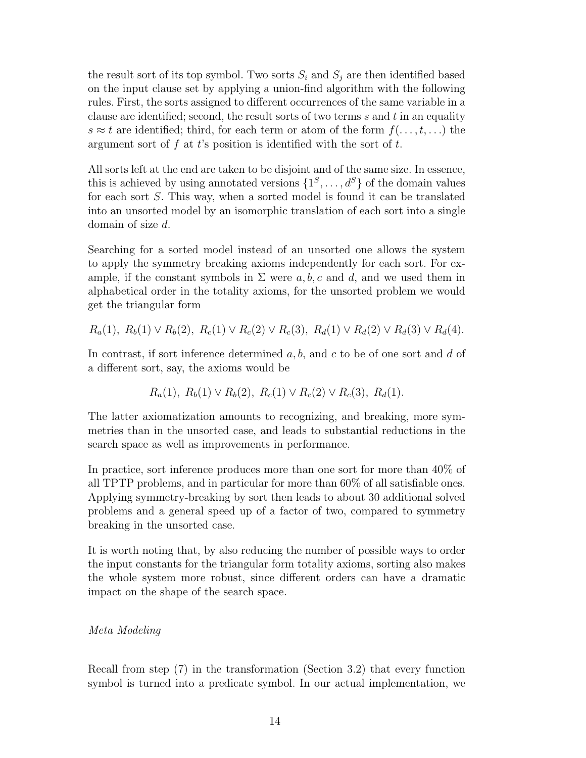the result sort of its top symbol. Two sorts $S_i$ and $S_j$ are then identified based on the input clause set by applying a union-find algorithm with the following rules. First, the sorts assigned to different occurrences of the same variable in a clause are identified; second, the result sorts of two terms $s$ and $t$ in an equality $s \approx t$ are identified; third, for each term or atom of the form $f(\ldots, t, \ldots)$ the argument sort of $f$ at $t$'s position is identified with the sort of $t$.

All sorts left at the end are taken to be disjoint and of the same size. In essence, this is achieved by using annotated versions $\{1^S, \ldots, d^S\}$ of the domain values for each sort $S$. This way, when a sorted model is found it can be translated into an unsorted model by an isomorphic translation of each sort into a single domain of size $d$.

Searching for a sorted model instead of an unsorted one allows the system to apply the symmetry breaking axioms independently for each sort. For example, if the constant symbols in $\Sigma$ were $a, b, c$ and $d$, and we used them in alphabetical order in the totality axioms, for the unsorted problem we would get the triangular form

$$R_a(1),\ R_b(1) \vee R_b(2),\ R_c(1) \vee R_c(2) \vee R_c(3),\ R_d(1) \vee R_d(2) \vee R_d(3) \vee R_d(4).$$

In contrast, if sort inference determined $a, b$, and $c$ to be of one sort and $d$ of a different sort, say, the axioms would be

$$R_a(1),\ R_b(1) \vee R_b(2),\ R_c(1) \vee R_c(2) \vee R_c(3),\ R_d(1).$$

The latter axiomatization amounts to recognizing, and breaking, more symmetries than in the unsorted case, and leads to substantial reductions in the search space as well as improvements in performance.

In practice, sort inference produces more than one sort for more than 40% of all TPTP problems, and in particular for more than 60% of all satisfiable ones. Applying symmetry-breaking by sort then leads to about 30 additional solved problems and a general speed up of a factor of two, compared to symmetry breaking in the unsorted case.

It is worth noting that, by also reducing the number of possible ways to order the input constants for the triangular form totality axioms, sorting also makes the whole system more robust, since different orders can have a dramatic impact on the shape of the search space.

*Meta Modeling*

Recall from step (7) in the transformation (Section 3.2) that every function symbol is turned into a predicate symbol. In our actual implementation, we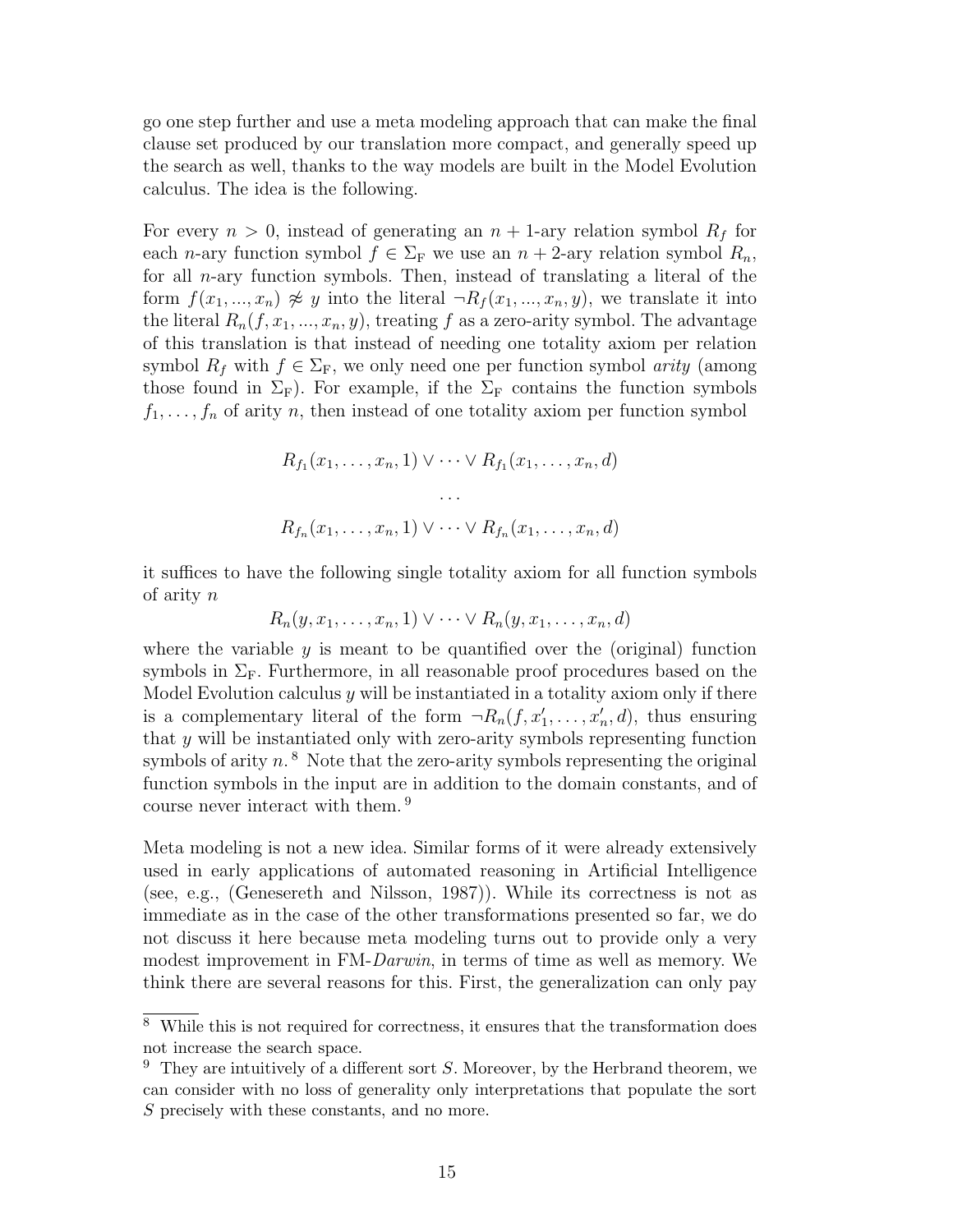go one step further and use a meta modeling approach that can make the final clause set produced by our translation more compact, and generally speed up the search as well, thanks to the way models are built in the Model Evolution calculus. The idea is the following.

For every $n > 0$, instead of generating an $n+1$-ary relation symbol $R_f$ for each $n$-ary function symbol $f \in \Sigma_{\mathrm{F}}$ we use an $n+2$-ary relation symbol $R_n$, for all $n$-ary function symbols. Then, instead of translating a literal of the form $f(x_1, ..., x_n) \not\approx y$ into the literal $\neg R_f(x_1, ..., x_n, y)$, we translate it into the literal $R_n(f, x_1, ..., x_n, y)$, treating $f$ as a zero-arity symbol. The advantage of this translation is that instead of needing one totality axiom per relation symbol $R_f$ with $f \in \Sigma_{\mathrm{F}}$, we only need one per function symbol *arity* (among those found in $\Sigma_{\mathrm{F}}$). For example, if the $\Sigma_{\mathrm{F}}$ contains the function symbols $f_1, \ldots, f_n$ of arity $n$, then instead of one totality axiom per function symbol

$$R_{f_1}(x_1, \ldots, x_n, 1) \vee \cdots \vee R_{f_1}(x_1, \ldots, x_n, d)$$

$$\cdots$$

$$R_{f_n}(x_1, \ldots, x_n, 1) \vee \cdots \vee R_{f_n}(x_1, \ldots, x_n, d)$$

it suffices to have the following single totality axiom for all function symbols of arity $n$

$$R_n(y, x_1, \ldots, x_n, 1) \vee \cdots \vee R_n(y, x_1, \ldots, x_n, d)$$

where the variable $y$ is meant to be quantified over the (original) function symbols in $\Sigma_{\mathrm{F}}$. Furthermore, in all reasonable proof procedures based on the Model Evolution calculus $y$ will be instantiated in a totality axiom only if there is a complementary literal of the form $\neg R_n(f, x'_1, \ldots, x'_n, d)$, thus ensuring that $y$ will be instantiated only with zero-arity symbols representing function symbols of arity $n$. [8] Note that the zero-arity symbols representing the original function symbols in the input are in addition to the domain constants, and of course never interact with them. [9]

Meta modeling is not a new idea. Similar forms of it were already extensively used in early applications of automated reasoning in Artificial Intelligence (see, e.g., (Genesereth and Nilsson, 1987)). While its correctness is not as immediate as in the case of the other transformations presented so far, we do not discuss it here because meta modeling turns out to provide only a very modest improvement in FM-*Darwin*, in terms of time as well as memory. We think there are several reasons for this. First, the generalization can only pay

[8] While this is not required for correctness, it ensures that the transformation does not increase the search space.

[9] They are intuitively of a different sort $S$. Moreover, by the Herbrand theorem, we can consider with no loss of generality only interpretations that populate the sort $S$ precisely with these constants, and no more.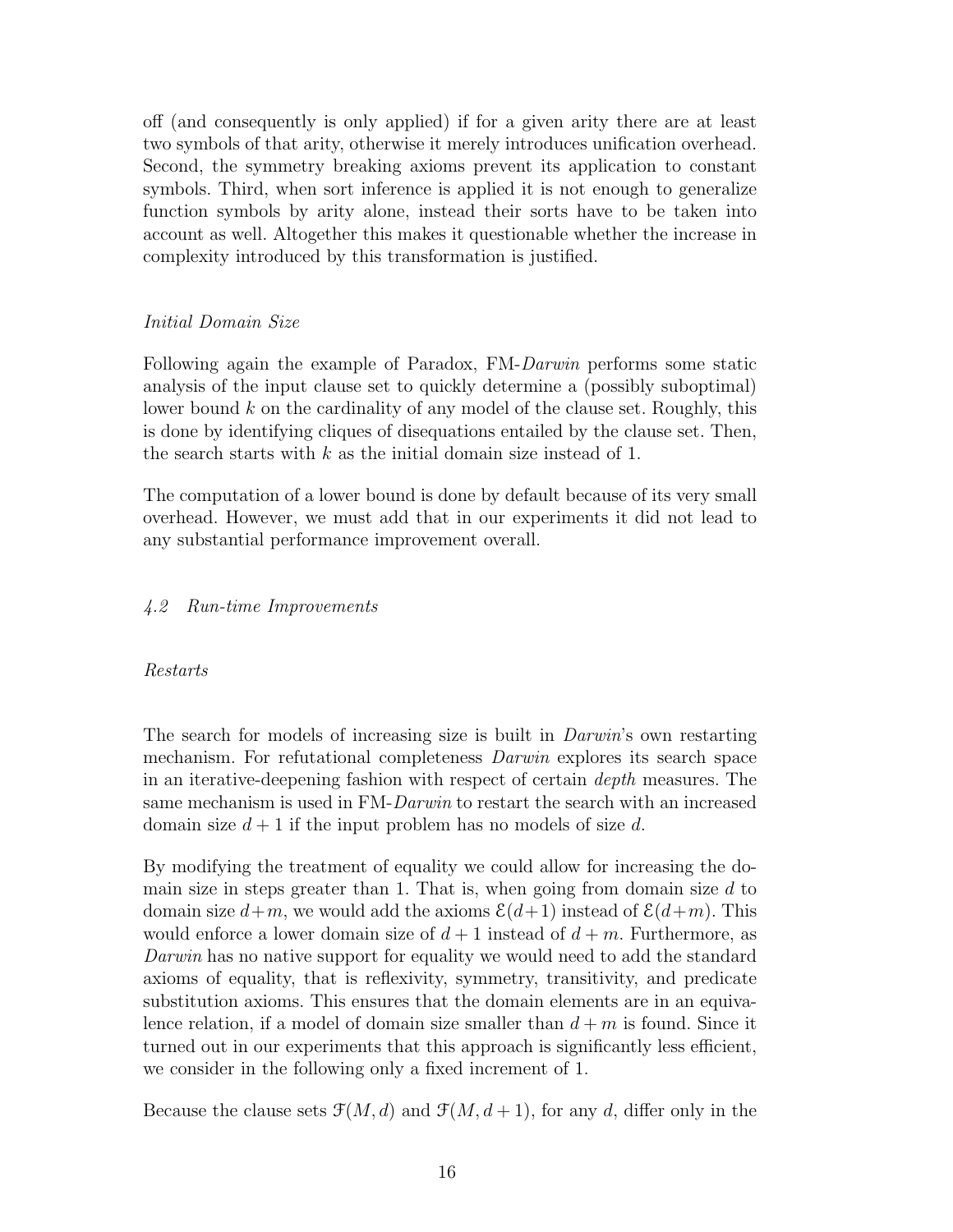off (and consequently is only applied) if for a given arity there are at least two symbols of that arity, otherwise it merely introduces unification overhead. Second, the symmetry breaking axioms prevent its application to constant symbols. Third, when sort inference is applied it is not enough to generalize function symbols by arity alone, instead their sorts have to be taken into account as well. Altogether this makes it questionable whether the increase in complexity introduced by this transformation is justified.

*Initial Domain Size*

Following again the example of Paradox, FM-*Darwin* performs some static analysis of the input clause set to quickly determine a (possibly suboptimal) lower bound $k$ on the cardinality of any model of the clause set. Roughly, this is done by identifying cliques of disequations entailed by the clause set. Then, the search starts with $k$ as the initial domain size instead of 1.

The computation of a lower bound is done by default because of its very small overhead. However, we must add that in our experiments it did not lead to any substantial performance improvement overall.

### *4.2 Run-time Improvements*

*Restarts*

The search for models of increasing size is built in *Darwin*'s own restarting mechanism. For refutational completeness *Darwin* explores its search space in an iterative-deepening fashion with respect of certain *depth* measures. The same mechanism is used in FM-*Darwin* to restart the search with an increased domain size $d + 1$ if the input problem has no models of size $d$.

By modifying the treatment of equality we could allow for increasing the domain size in steps greater than 1. That is, when going from domain size $d$ to domain size $d+m$, we would add the axioms $\mathcal{E}(d+1)$ instead of $\mathcal{E}(d+m)$. This would enforce a lower domain size of $d + 1$ instead of $d + m$. Furthermore, as *Darwin* has no native support for equality we would need to add the standard axioms of equality, that is reflexivity, symmetry, transitivity, and predicate substitution axioms. This ensures that the domain elements are in an equivalence relation, if a model of domain size smaller than $d + m$ is found. Since it turned out in our experiments that this approach is significantly less efficient, we consider in the following only a fixed increment of 1.

Because the clause sets $\mathcal{F}(M, d)$ and $\mathcal{F}(M, d + 1)$, for any $d$, differ only in the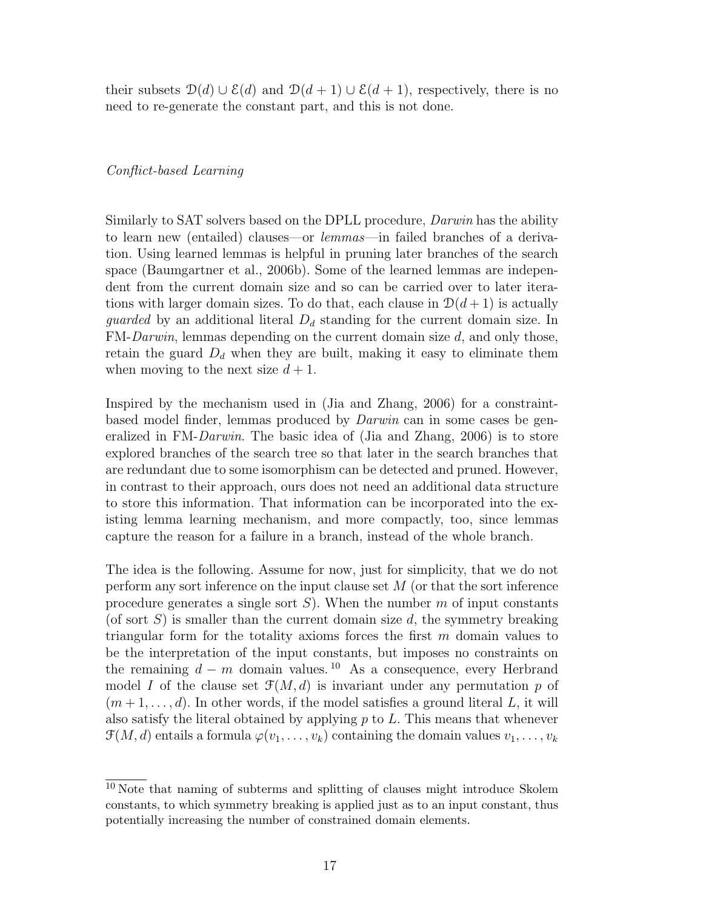their subsets $\mathcal{D}(d) \cup \mathcal{E}(d)$ and $\mathcal{D}(d+1) \cup \mathcal{E}(d+1)$, respectively, there is no need to re-generate the constant part, and this is not done.

### *Conflict-based Learning*

Similarly to SAT solvers based on the DPLL procedure, *Darwin* has the ability to learn new (entailed) clauses—or *lemmas*—in failed branches of a derivation. Using learned lemmas is helpful in pruning later branches of the search space (Baumgartner et al., 2006b). Some of the learned lemmas are independent from the current domain size and so can be carried over to later iterations with larger domain sizes. To do that, each clause in $\mathcal{D}(d+1)$ is actually *guarded* by an additional literal $D_d$ standing for the current domain size. In FM-*Darwin*, lemmas depending on the current domain size $d$, and only those, retain the guard $D_d$ when they are built, making it easy to eliminate them when moving to the next size $d+1$.

Inspired by the mechanism used in (Jia and Zhang, 2006) for a constraint-based model finder, lemmas produced by *Darwin* can in some cases be generalized in FM-*Darwin*. The basic idea of (Jia and Zhang, 2006) is to store explored branches of the search tree so that later in the search branches that are redundant due to some isomorphism can be detected and pruned. However, in contrast to their approach, ours does not need an additional data structure to store this information. That information can be incorporated into the existing lemma learning mechanism, and more compactly, too, since lemmas capture the reason for a failure in a branch, instead of the whole branch.

The idea is the following. Assume for now, just for simplicity, that we do not perform any sort inference on the input clause set $M$ (or that the sort inference procedure generates a single sort $S$). When the number $m$ of input constants (of sort $S$) is smaller than the current domain size $d$, the symmetry breaking triangular form for the totality axioms forces the first $m$ domain values to be the interpretation of the input constants, but imposes no constraints on the remaining $d-m$ domain values.[10] As a consequence, every Herbrand model $I$ of the clause set $\mathcal{F}(M,d)$ is invariant under any permutation $p$ of $(m+1,\ldots,d)$. In other words, if the model satisfies a ground literal $L$, it will also satisfy the literal obtained by applying $p$ to $L$. This means that whenever $\mathcal{F}(M,d)$ entails a formula $\varphi(v_1,\ldots,v_k)$ containing the domain values $v_1,\ldots,v_k$

[10] Note that naming of subterms and splitting of clauses might introduce Skolem constants, to which symmetry breaking is applied just as to an input constant, thus potentially increasing the number of constrained domain elements.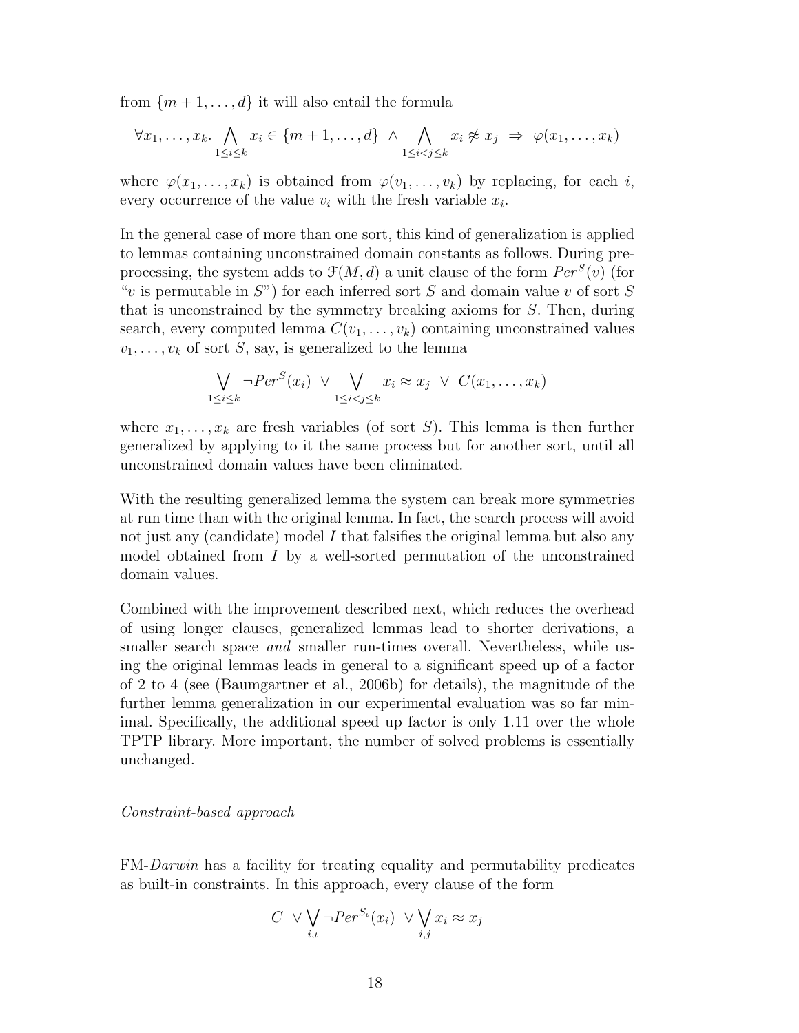from $\{m+1,\ldots,d\}$ it will also entail the formula

$$\forall x_1,\ldots,x_k.\ \bigwedge_{1\le i\le k} x_i \in \{m+1,\ldots,d\}\ \wedge \bigwedge_{1\le i<j\le k} x_i \not\approx x_j\ \Rightarrow\ \varphi(x_1,\ldots,x_k)$$

where $\varphi(x_1,\ldots,x_k)$ is obtained from $\varphi(v_1,\ldots,v_k)$ by replacing, for each $i$, every occurrence of the value $v_i$ with the fresh variable $x_i$.

In the general case of more than one sort, this kind of generalization is applied to lemmas containing unconstrained domain constants as follows. During preprocessing, the system adds to $\mathcal{F}(M,d)$ a unit clause of the form $Per^S(v)$ (for "$v$ is permutable in $S$") for each inferred sort $S$ and domain value $v$ of sort $S$ that is unconstrained by the symmetry breaking axioms for $S$. Then, during search, every computed lemma $C(v_1,\ldots,v_k)$ containing unconstrained values $v_1,\ldots,v_k$ of sort $S$, say, is generalized to the lemma

$$\bigvee_{1\le i\le k} \neg Per^S(x_i)\ \vee \bigvee_{1\le i<j\le k} x_i \approx x_j\ \vee\ C(x_1,\ldots,x_k)$$

where $x_1,\ldots,x_k$ are fresh variables (of sort $S$). This lemma is then further generalized by applying to it the same process but for another sort, until all unconstrained domain values have been eliminated.

With the resulting generalized lemma the system can break more symmetries at run time than with the original lemma. In fact, the search process will avoid not just any (candidate) model $I$ that falsifies the original lemma but also any model obtained from $I$ by a well-sorted permutation of the unconstrained domain values.

Combined with the improvement described next, which reduces the overhead of using longer clauses, generalized lemmas lead to shorter derivations, a smaller search space *and* smaller run-times overall. Nevertheless, while using the original lemmas leads in general to a significant speed up of a factor of 2 to 4 (see (Baumgartner et al., 2006b) for details), the magnitude of the further lemma generalization in our experimental evaluation was so far minimal. Specifically, the additional speed up factor is only 1.11 over the whole TPTP library. More important, the number of solved problems is essentially unchanged.

*Constraint-based approach*

FM-*Darwin* has a facility for treating equality and permutability predicates as built-in constraints. In this approach, every clause of the form

$$C\ \vee \bigvee_{i,\iota} \neg Per^{S_\iota}(x_i)\ \vee \bigvee_{i,j} x_i \approx x_j$$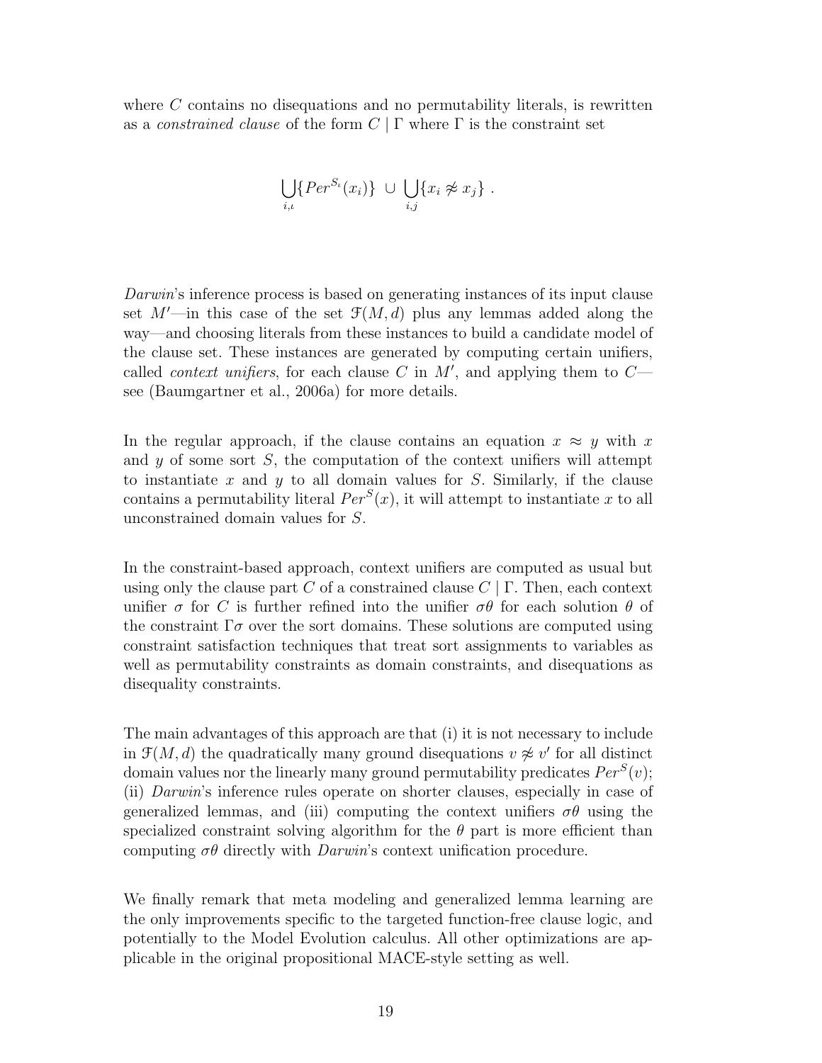where $C$ contains no disequations and no permutability literals, is rewritten as a *constrained clause* of the form $C \mid \Gamma$ where $\Gamma$ is the constraint set

$$\bigcup_{i,\iota}\{Per^{S_\iota}(x_i)\} \;\cup\; \bigcup_{i,j}\{x_i \not\approx x_j\} \;.$$

*Darwin*'s inference process is based on generating instances of its input clause set $M'$—in this case of the set $\mathcal{F}(M,d)$ plus any lemmas added along the way—and choosing literals from these instances to build a candidate model of the clause set. These instances are generated by computing certain unifiers, called *context unifiers*, for each clause $C$ in $M'$, and applying them to $C$—see (Baumgartner et al., 2006a) for more details.

In the regular approach, if the clause contains an equation $x \approx y$ with $x$ and $y$ of some sort $S$, the computation of the context unifiers will attempt to instantiate $x$ and $y$ to all domain values for $S$. Similarly, if the clause contains a permutability literal $Per^S(x)$, it will attempt to instantiate $x$ to all unconstrained domain values for $S$.

In the constraint-based approach, context unifiers are computed as usual but using only the clause part $C$ of a constrained clause $C \mid \Gamma$. Then, each context unifier $\sigma$ for $C$ is further refined into the unifier $\sigma\theta$ for each solution $\theta$ of the constraint $\Gamma\sigma$ over the sort domains. These solutions are computed using constraint satisfaction techniques that treat sort assignments to variables as well as permutability constraints as domain constraints, and disequations as disequality constraints.

The main advantages of this approach are that (i) it is not necessary to include in $\mathcal{F}(M,d)$ the quadratically many ground disequations $v \not\approx v'$ for all distinct domain values nor the linearly many ground permutability predicates $Per^S(v)$; (ii) *Darwin*'s inference rules operate on shorter clauses, especially in case of generalized lemmas, and (iii) computing the context unifiers $\sigma\theta$ using the specialized constraint solving algorithm for the $\theta$ part is more efficient than computing $\sigma\theta$ directly with *Darwin*'s context unification procedure.

We finally remark that meta modeling and generalized lemma learning are the only improvements specific to the targeted function-free clause logic, and potentially to the Model Evolution calculus. All other optimizations are applicable in the original propositional MACE-style setting as well.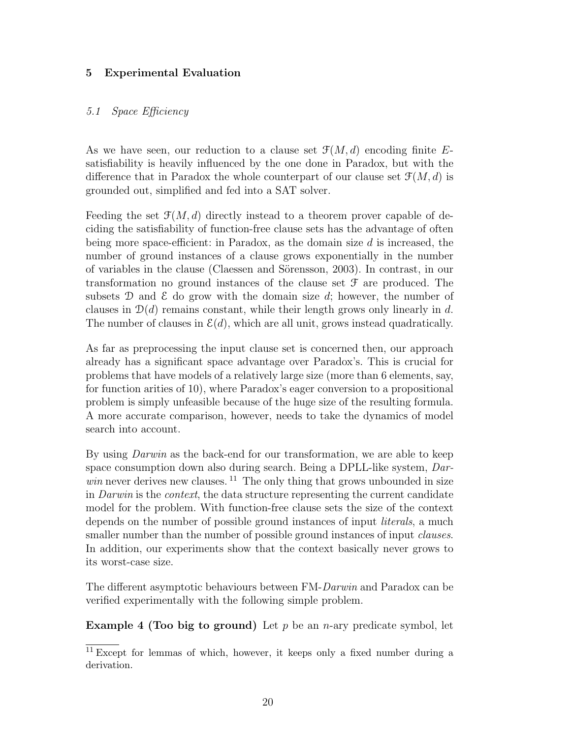## 5 Experimental Evaluation

### 5.1 Space Efficiency

As we have seen, our reduction to a clause set $\mathcal{F}(M, d)$ encoding finite $E$-satisfiability is heavily influenced by the one done in Paradox, but with the difference that in Paradox the whole counterpart of our clause set $\mathcal{F}(M, d)$ is grounded out, simplified and fed into a SAT solver.

Feeding the set $\mathcal{F}(M, d)$ directly instead to a theorem prover capable of deciding the satisfiability of function-free clause sets has the advantage of often being more space-efficient: in Paradox, as the domain size $d$ is increased, the number of ground instances of a clause grows exponentially in the number of variables in the clause (Claessen and Sörensson, 2003). In contrast, in our transformation no ground instances of the clause set $\mathcal{F}$ are produced. The subsets $\mathcal{D}$ and $\mathcal{E}$ do grow with the domain size $d$; however, the number of clauses in $\mathcal{D}(d)$ remains constant, while their length grows only linearly in $d$. The number of clauses in $\mathcal{E}(d)$, which are all unit, grows instead quadratically.

As far as preprocessing the input clause set is concerned then, our approach already has a significant space advantage over Paradox's. This is crucial for problems that have models of a relatively large size (more than 6 elements, say, for function arities of 10), where Paradox's eager conversion to a propositional problem is simply unfeasible because of the huge size of the resulting formula. A more accurate comparison, however, needs to take the dynamics of model search into account.

By using *Darwin* as the back-end for our transformation, we are able to keep space consumption down also during search. Being a DPLL-like system, *Darwin* never derives new clauses. [11] The only thing that grows unbounded in size in *Darwin* is the *context*, the data structure representing the current candidate model for the problem. With function-free clause sets the size of the context depends on the number of possible ground instances of input *literals*, a much smaller number than the number of possible ground instances of input *clauses*. In addition, our experiments show that the context basically never grows to its worst-case size.

The different asymptotic behaviours between FM-*Darwin* and Paradox can be verified experimentally with the following simple problem.

**Example 4 (Too big to ground)** Let $p$ be an $n$-ary predicate symbol, let

[11] Except for lemmas of which, however, it keeps only a fixed number during a derivation.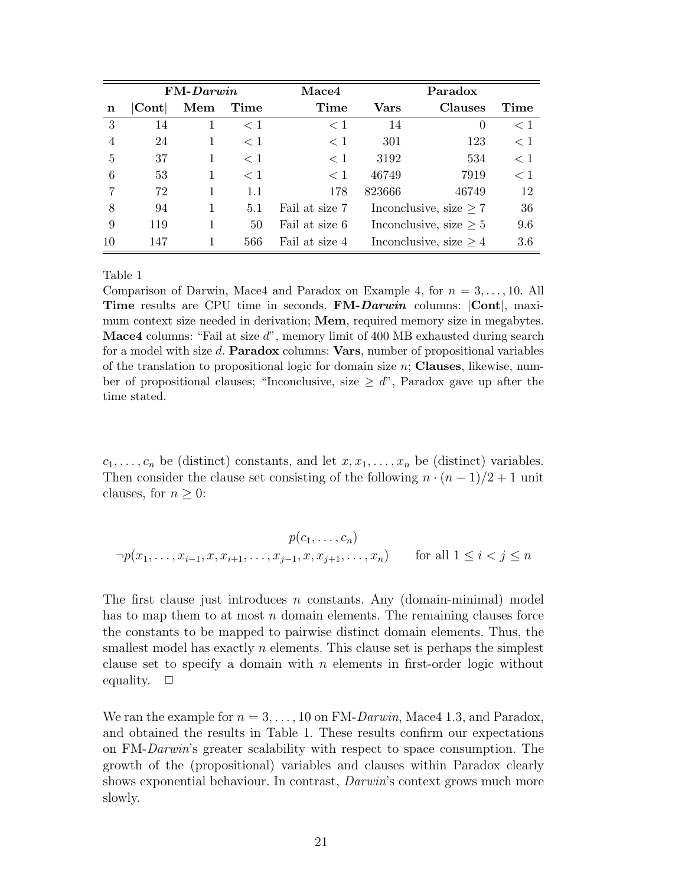| | FM-*Darwin* | | | Mace4 | Paradox | | |
|---|---|---|---|---|---|---|---|
| **n** | **\|Cont\|** | **Mem** | **Time** | **Time** | **Vars** | **Clauses** | **Time** |
| 3 | 14 | 1 | $< 1$ | $< 1$ | 14 | 0 | $< 1$ |
| 4 | 24 | 1 | $< 1$ | $< 1$ | 301 | 123 | $< 1$ |
| 5 | 37 | 1 | $< 1$ | $< 1$ | 3192 | 534 | $< 1$ |
| 6 | 53 | 1 | $< 1$ | $< 1$ | 46749 | 7919 | $< 1$ |
| 7 | 72 | 1 | 1.1 | 178 | 823666 | 46749 | 12 |
| 8 | 94 | 1 | 5.1 | Fail at size 7 | Inconclusive, size $\geq 7$ | | 36 |
| 9 | 119 | 1 | 50 | Fail at size 6 | Inconclusive, size $\geq 5$ | | 9.6 |
| 10 | 147 | 1 | 566 | Fail at size 4 | Inconclusive, size $\geq 4$ | | 3.6 |

Table 1

Comparison of Darwin, Mace4 and Paradox on Example 4, for $n = 3, \ldots, 10$. All **Time** results are CPU time in seconds. **FM-*Darwin*** columns: **|Cont|**, maximum context size needed in derivation; **Mem**, required memory size in megabytes. **Mace4** columns: "Fail at size $d$", memory limit of 400 MB exhausted during search for a model with size $d$. **Paradox** columns: **Vars**, number of propositional variables of the translation to propositional logic for domain size $n$; **Clauses**, likewise, number of propositional clauses; "Inconclusive, size $\geq d$", Paradox gave up after the time stated.

$c_1, \ldots, c_n$ be (distinct) constants, and let $x, x_1, \ldots, x_n$ be (distinct) variables. Then consider the clause set consisting of the following $n \cdot (n-1)/2 + 1$ unit clauses, for $n \geq 0$:

$$p(c_1, \ldots, c_n)$$

$$\neg p(x_1, \ldots, x_{i-1}, x, x_{i+1}, \ldots, x_{j-1}, x, x_{j+1}, \ldots, x_n) \qquad \text{for all } 1 \leq i < j \leq n$$

The first clause just introduces $n$ constants. Any (domain-minimal) model has to map them to at most $n$ domain elements. The remaining clauses force the constants to be mapped to pairwise distinct domain elements. Thus, the smallest model has exactly $n$ elements. This clause set is perhaps the simplest clause set to specify a domain with $n$ elements in first-order logic without equality. $\Box$

We ran the example for $n = 3, \ldots, 10$ on FM-*Darwin*, Mace4 1.3, and Paradox, and obtained the results in Table 1. These results confirm our expectations on FM-*Darwin*'s greater scalability with respect to space consumption. The growth of the (propositional) variables and clauses within Paradox clearly shows exponential behaviour. In contrast, *Darwin*'s context grows much more slowly.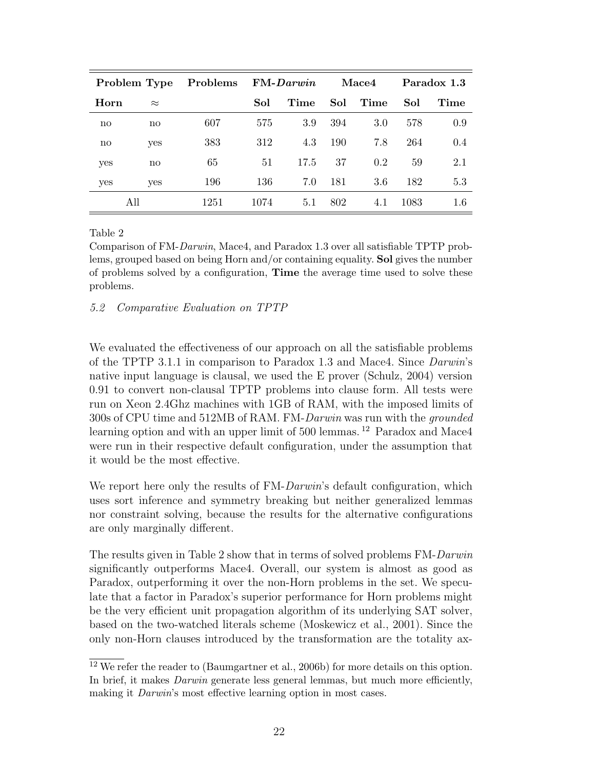| **Problem Type** | | **Problems** | **FM-*Darwin*** | | **Mace4** | | **Paradox 1.3** | |
|---|---|---|---|---|---|---|---|---|
| **Horn** | $\approx$ | | **Sol** | **Time** | **Sol** | **Time** | **Sol** | **Time** |
| no | no | 607 | 575 | 3.9 | 394 | 3.0 | 578 | 0.9 |
| no | yes | 383 | 312 | 4.3 | 190 | 7.8 | 264 | 0.4 |
| yes | no | 65 | 51 | 17.5 | 37 | 0.2 | 59 | 2.1 |
| yes | yes | 196 | 136 | 7.0 | 181 | 3.6 | 182 | 5.3 |
| All | | 1251 | 1074 | 5.1 | 802 | 4.1 | 1083 | 1.6 |

Table 2

Comparison of FM-*Darwin*, Mace4, and Paradox 1.3 over all satisfiable TPTP problems, grouped based on being Horn and/or containing equality. **Sol** gives the number of problems solved by a configuration, **Time** the average time used to solve these problems.

### *5.2 Comparative Evaluation on TPTP*

We evaluated the effectiveness of our approach on all the satisfiable problems of the TPTP 3.1.1 in comparison to Paradox 1.3 and Mace4. Since *Darwin*'s native input language is clausal, we used the E prover (Schulz, 2004) version 0.91 to convert non-clausal TPTP problems into clause form. All tests were run on Xeon 2.4Ghz machines with 1GB of RAM, with the imposed limits of 300s of CPU time and 512MB of RAM. FM-*Darwin* was run with the *grounded* learning option and with an upper limit of 500 lemmas. [12] Paradox and Mace4 were run in their respective default configuration, under the assumption that it would be the most effective.

We report here only the results of FM-*Darwin*'s default configuration, which uses sort inference and symmetry breaking but neither generalized lemmas nor constraint solving, because the results for the alternative configurations are only marginally different.

The results given in Table 2 show that in terms of solved problems FM-*Darwin* significantly outperforms Mace4. Overall, our system is almost as good as Paradox, outperforming it over the non-Horn problems in the set. We speculate that a factor in Paradox's superior performance for Horn problems might be the very efficient unit propagation algorithm of its underlying SAT solver, based on the two-watched literals scheme (Moskewicz et al., 2001). Since the only non-Horn clauses introduced by the transformation are the totality ax-

[12] We refer the reader to (Baumgartner et al., 2006b) for more details on this option. In brief, it makes *Darwin* generate less general lemmas, but much more efficiently, making it *Darwin*'s most effective learning option in most cases.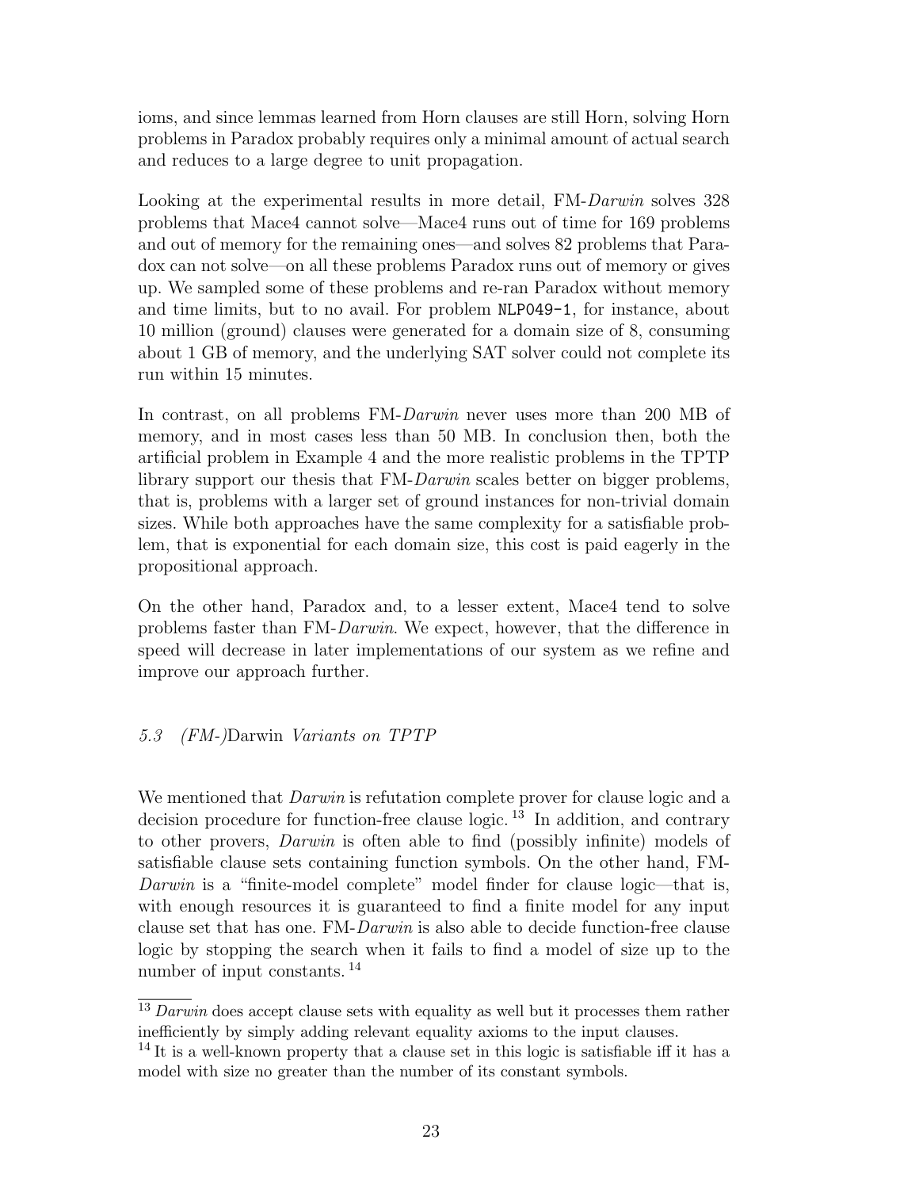ioms, and since lemmas learned from Horn clauses are still Horn, solving Horn problems in Paradox probably requires only a minimal amount of actual search and reduces to a large degree to unit propagation.

Looking at the experimental results in more detail, FM-*Darwin* solves 328 problems that Mace4 cannot solve—Mace4 runs out of time for 169 problems and out of memory for the remaining ones—and solves 82 problems that Paradox can not solve—on all these problems Paradox runs out of memory or gives up. We sampled some of these problems and re-ran Paradox without memory and time limits, but to no avail. For problem `NLP049-1`, for instance, about 10 million (ground) clauses were generated for a domain size of 8, consuming about 1 GB of memory, and the underlying SAT solver could not complete its run within 15 minutes.

In contrast, on all problems FM-*Darwin* never uses more than 200 MB of memory, and in most cases less than 50 MB. In conclusion then, both the artificial problem in Example 4 and the more realistic problems in the TPTP library support our thesis that FM-*Darwin* scales better on bigger problems, that is, problems with a larger set of ground instances for non-trivial domain sizes. While both approaches have the same complexity for a satisfiable problem, that is exponential for each domain size, this cost is paid eagerly in the propositional approach.

On the other hand, Paradox and, to a lesser extent, Mace4 tend to solve problems faster than FM-*Darwin*. We expect, however, that the difference in speed will decrease in later implementations of our system as we refine and improve our approach further.

### *5.3 (FM-)*Darwin *Variants on TPTP*

We mentioned that *Darwin* is refutation complete prover for clause logic and a decision procedure for function-free clause logic.[13] In addition, and contrary to other provers, *Darwin* is often able to find (possibly infinite) models of satisfiable clause sets containing function symbols. On the other hand, FM-*Darwin* is a "finite-model complete" model finder for clause logic—that is, with enough resources it is guaranteed to find a finite model for any input clause set that has one. FM-*Darwin* is also able to decide function-free clause logic by stopping the search when it fails to find a model of size up to the number of input constants.[14]

[13] *Darwin* does accept clause sets with equality as well but it processes them rather inefficiently by simply adding relevant equality axioms to the input clauses.

[14] It is a well-known property that a clause set in this logic is satisfiable iff it has a model with size no greater than the number of its constant symbols.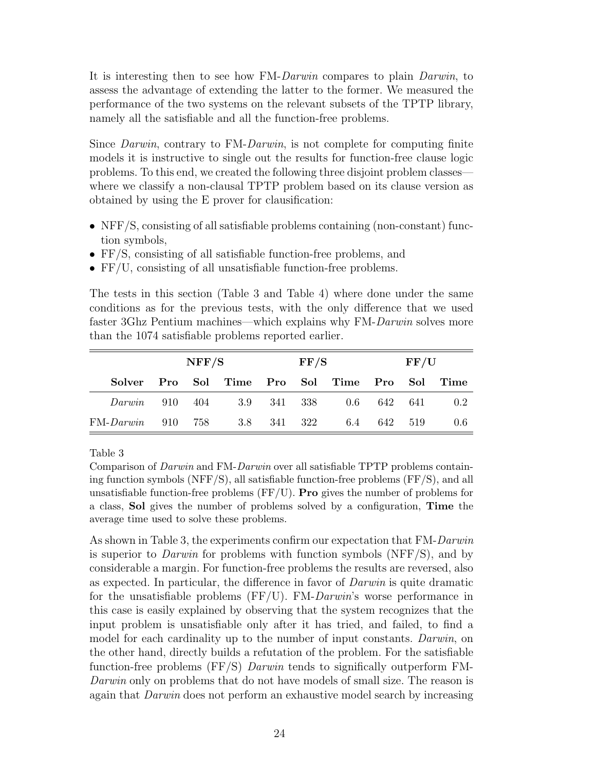It is interesting then to see how FM-*Darwin* compares to plain *Darwin*, to assess the advantage of extending the latter to the former. We measured the performance of the two systems on the relevant subsets of the TPTP library, namely all the satisfiable and all the function-free problems.

Since *Darwin*, contrary to FM-*Darwin*, is not complete for computing finite models it is instructive to single out the results for function-free clause logic problems. To this end, we created the following three disjoint problem classes—where we classify a non-clausal TPTP problem based on its clause version as obtained by using the E prover for clausification:

- NFF/S, consisting of all satisfiable problems containing (non-constant) function symbols,
- FF/S, consisting of all satisfiable function-free problems, and
- FF/U, consisting of all unsatisfiable function-free problems.

The tests in this section (Table 3 and Table 4) where done under the same conditions as for the previous tests, with the only difference that we used faster 3Ghz Pentium machines—which explains why FM-*Darwin* solves more than the 1074 satisfiable problems reported earlier.

| | **NFF/S** | | | **FF/S** | | | **FF/U** | | |
|---|---|---|---|---|---|---|---|---|---|
| **Solver** | **Pro** | **Sol** | **Time** | **Pro** | **Sol** | **Time** | **Pro** | **Sol** | **Time** |
| *Darwin* | 910 | 404 | 3.9 | 341 | 338 | 0.6 | 642 | 641 | 0.2 |
| FM-*Darwin* | 910 | 758 | 3.8 | 341 | 322 | 6.4 | 642 | 519 | 0.6 |

Table 3

Comparison of *Darwin* and FM-*Darwin* over all satisfiable TPTP problems containing function symbols (NFF/S), all satisfiable function-free problems (FF/S), and all unsatisfiable function-free problems (FF/U). **Pro** gives the number of problems for a class, **Sol** gives the number of problems solved by a configuration, **Time** the average time used to solve these problems.

As shown in Table 3, the experiments confirm our expectation that FM-*Darwin* is superior to *Darwin* for problems with function symbols (NFF/S), and by considerable a margin. For function-free problems the results are reversed, also as expected. In particular, the difference in favor of *Darwin* is quite dramatic for the unsatisfiable problems (FF/U). FM-*Darwin*'s worse performance in this case is easily explained by observing that the system recognizes that the input problem is unsatisfiable only after it has tried, and failed, to find a model for each cardinality up to the number of input constants. *Darwin*, on the other hand, directly builds a refutation of the problem. For the satisfiable function-free problems (FF/S) *Darwin* tends to significally outperform FM-*Darwin* only on problems that do not have models of small size. The reason is again that *Darwin* does not perform an exhaustive model search by increasing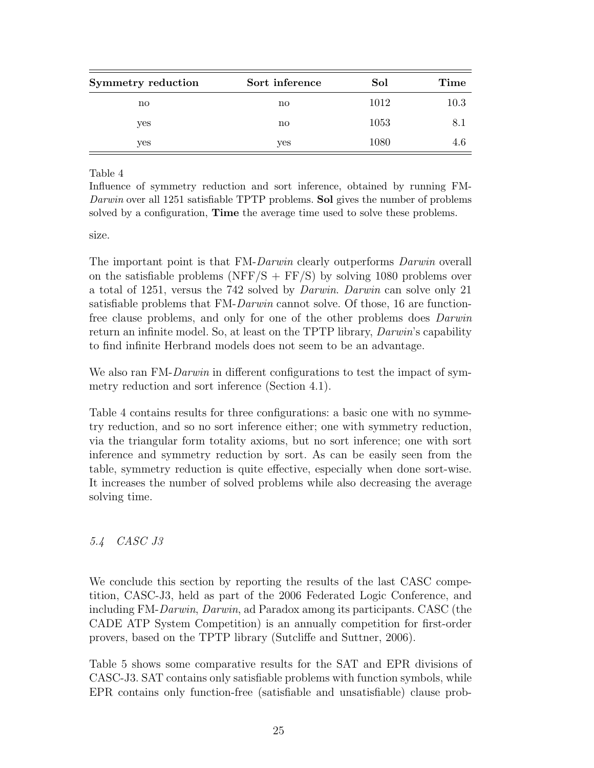| Symmetry reduction | Sort inference | Sol | Time |
|---|---|---|---|
| no | no | 1012 | 10.3 |
| yes | no | 1053 | 8.1 |
| yes | yes | 1080 | 4.6 |

Table 4
Influence of symmetry reduction and sort inference, obtained by running FM-*Darwin* over all 1251 satisfiable TPTP problems. **Sol** gives the number of problems solved by a configuration, **Time** the average time used to solve these problems.

size.

The important point is that FM-*Darwin* clearly outperforms *Darwin* overall on the satisfiable problems (NFF/S + FF/S) by solving 1080 problems over a total of 1251, versus the 742 solved by *Darwin*. *Darwin* can solve only 21 satisfiable problems that FM-*Darwin* cannot solve. Of those, 16 are function-free clause problems, and only for one of the other problems does *Darwin* return an infinite model. So, at least on the TPTP library, *Darwin*'s capability to find infinite Herbrand models does not seem to be an advantage.

We also ran FM-*Darwin* in different configurations to test the impact of symmetry reduction and sort inference (Section 4.1).

Table 4 contains results for three configurations: a basic one with no symmetry reduction, and so no sort inference either; one with symmetry reduction, via the triangular form totality axioms, but no sort inference; one with sort inference and symmetry reduction by sort. As can be easily seen from the table, symmetry reduction is quite effective, especially when done sort-wise. It increases the number of solved problems while also decreasing the average solving time.

### *5.4 CASC J3*

We conclude this section by reporting the results of the last CASC competition, CASC-J3, held as part of the 2006 Federated Logic Conference, and including FM-*Darwin*, *Darwin*, ad Paradox among its participants. CASC (the CADE ATP System Competition) is an annually competition for first-order provers, based on the TPTP library (Sutcliffe and Suttner, 2006).

Table 5 shows some comparative results for the SAT and EPR divisions of CASC-J3. SAT contains only satisfiable problems with function symbols, while EPR contains only function-free (satisfiable and unsatisfiable) clause prob-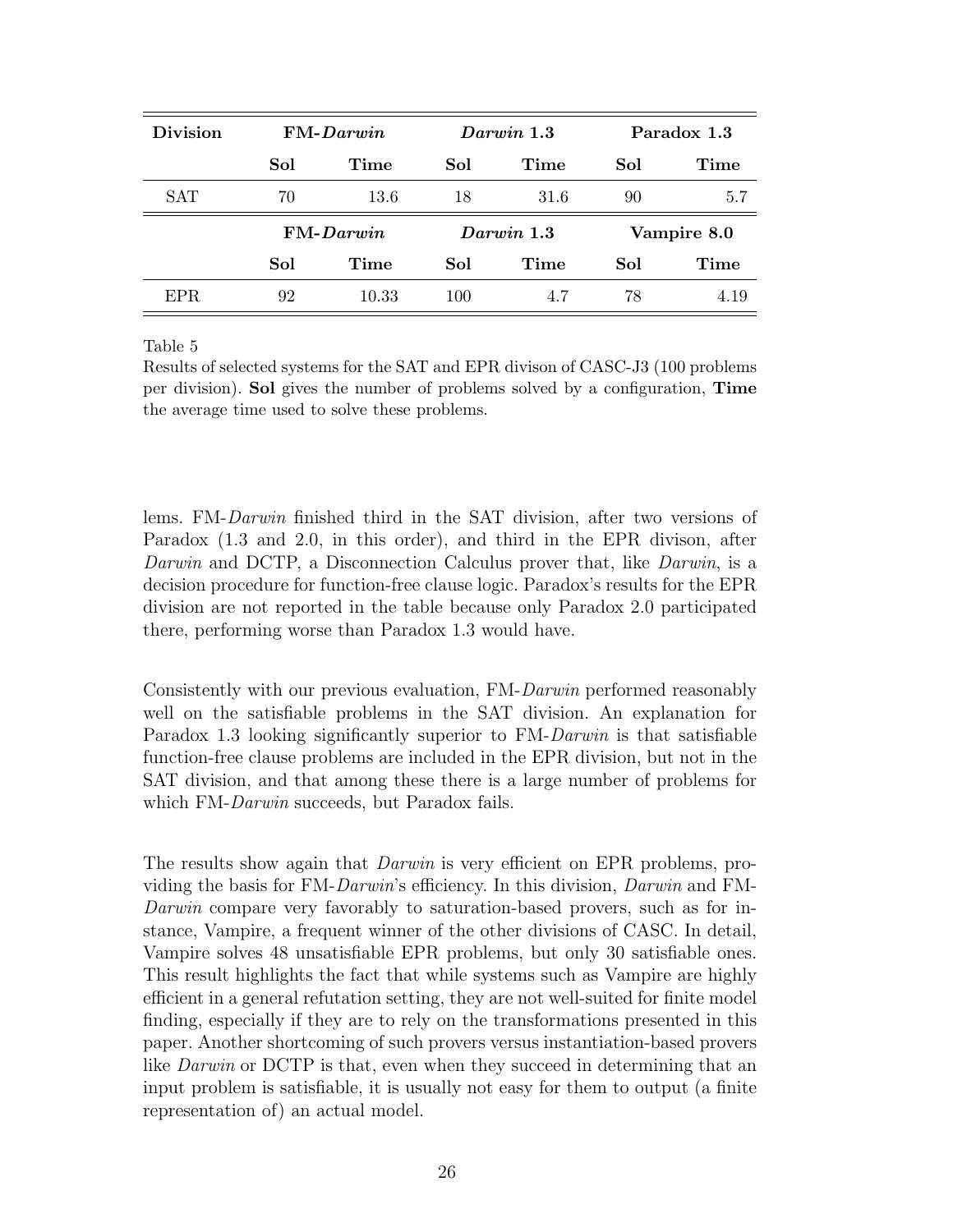| **Division** | **FM-*Darwin*** | | ***Darwin* 1.3** | | **Paradox 1.3** | |
|---|---|---|---|---|---|---|
| | **Sol** | **Time** | **Sol** | **Time** | **Sol** | **Time** |
| SAT | 70 | 13.6 | 18 | 31.6 | 90 | 5.7 |
| | **FM-*Darwin*** | | ***Darwin* 1.3** | | **Vampire 8.0** | |
| | **Sol** | **Time** | **Sol** | **Time** | **Sol** | **Time** |
| EPR | 92 | 10.33 | 100 | 4.7 | 78 | 4.19 |

Table 5
Results of selected systems for the SAT and EPR divison of CASC-J3 (100 problems per division). **Sol** gives the number of problems solved by a configuration, **Time** the average time used to solve these problems.

lems. FM-*Darwin* finished third in the SAT division, after two versions of Paradox (1.3 and 2.0, in this order), and third in the EPR divison, after *Darwin* and DCTP, a Disconnection Calculus prover that, like *Darwin*, is a decision procedure for function-free clause logic. Paradox's results for the EPR division are not reported in the table because only Paradox 2.0 participated there, performing worse than Paradox 1.3 would have.

Consistently with our previous evaluation, FM-*Darwin* performed reasonably well on the satisfiable problems in the SAT division. An explanation for Paradox 1.3 looking significantly superior to FM-*Darwin* is that satisfiable function-free clause problems are included in the EPR division, but not in the SAT division, and that among these there is a large number of problems for which FM-*Darwin* succeeds, but Paradox fails.

The results show again that *Darwin* is very efficient on EPR problems, providing the basis for FM-*Darwin*'s efficiency. In this division, *Darwin* and FM-*Darwin* compare very favorably to saturation-based provers, such as for instance, Vampire, a frequent winner of the other divisions of CASC. In detail, Vampire solves 48 unsatisfiable EPR problems, but only 30 satisfiable ones. This result highlights the fact that while systems such as Vampire are highly efficient in a general refutation setting, they are not well-suited for finite model finding, especially if they are to rely on the transformations presented in this paper. Another shortcoming of such provers versus instantiation-based provers like *Darwin* or DCTP is that, even when they succeed in determining that an input problem is satisfiable, it is usually not easy for them to output (a finite representation of) an actual model.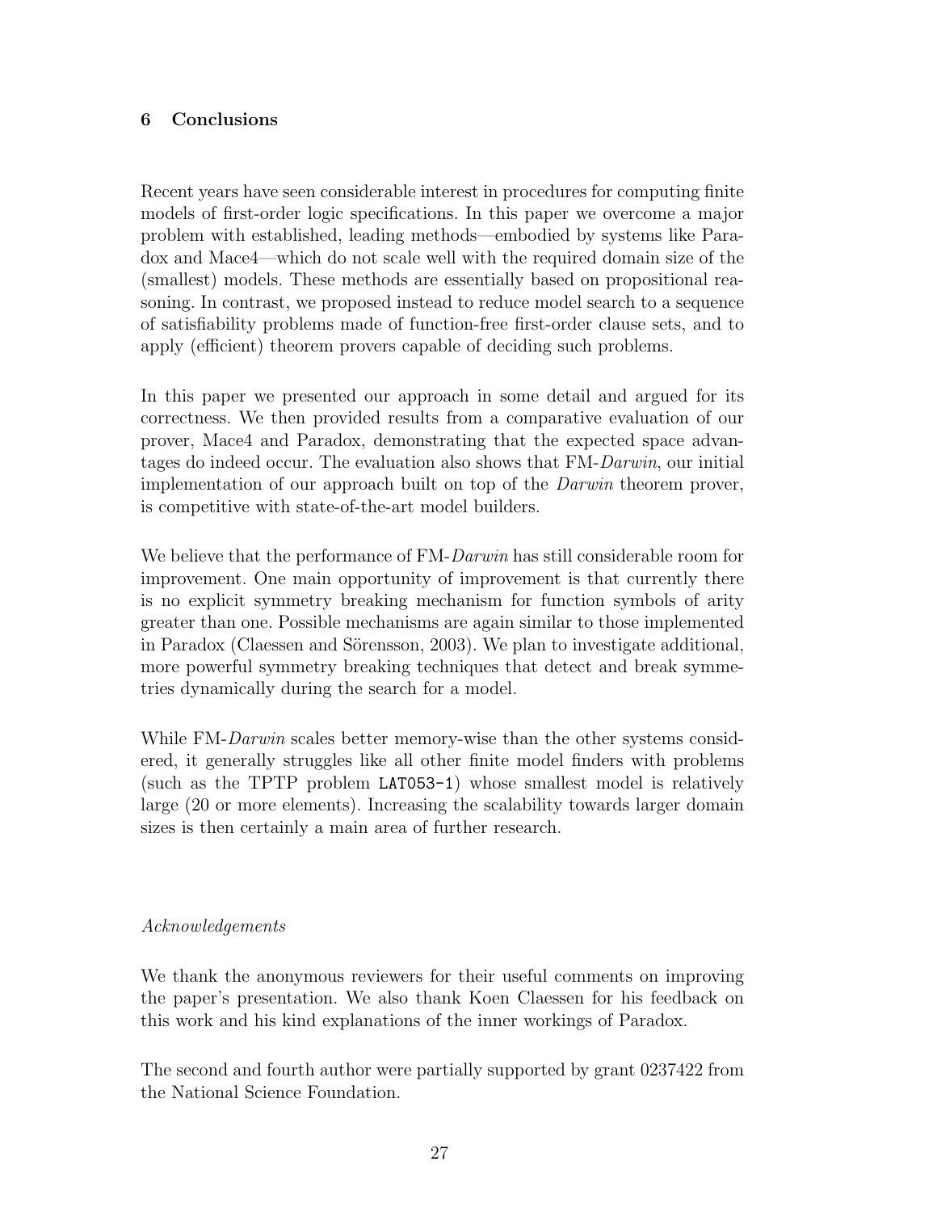## 6 Conclusions

Recent years have seen considerable interest in procedures for computing finite models of first-order logic specifications. In this paper we overcome a major problem with established, leading methods—embodied by systems like Paradox and Mace4—which do not scale well with the required domain size of the (smallest) models. These methods are essentially based on propositional reasoning. In contrast, we proposed instead to reduce model search to a sequence of satisfiability problems made of function-free first-order clause sets, and to apply (efficient) theorem provers capable of deciding such problems.

In this paper we presented our approach in some detail and argued for its correctness. We then provided results from a comparative evaluation of our prover, Mace4 and Paradox, demonstrating that the expected space advantages do indeed occur. The evaluation also shows that FM-*Darwin*, our initial implementation of our approach built on top of the *Darwin* theorem prover, is competitive with state-of-the-art model builders.

We believe that the performance of FM-*Darwin* has still considerable room for improvement. One main opportunity of improvement is that currently there is no explicit symmetry breaking mechanism for function symbols of arity greater than one. Possible mechanisms are again similar to those implemented in Paradox (Claessen and Sörensson, 2003). We plan to investigate additional, more powerful symmetry breaking techniques that detect and break symmetries dynamically during the search for a model.

While FM-*Darwin* scales better memory-wise than the other systems considered, it generally struggles like all other finite model finders with problems (such as the TPTP problem `LAT053-1`) whose smallest model is relatively large (20 or more elements). Increasing the scalability towards larger domain sizes is then certainly a main area of further research.

*Acknowledgements*

We thank the anonymous reviewers for their useful comments on improving the paper's presentation. We also thank Koen Claessen for his feedback on this work and his kind explanations of the inner workings of Paradox.

The second and fourth author were partially supported by grant 0237422 from the National Science Foundation.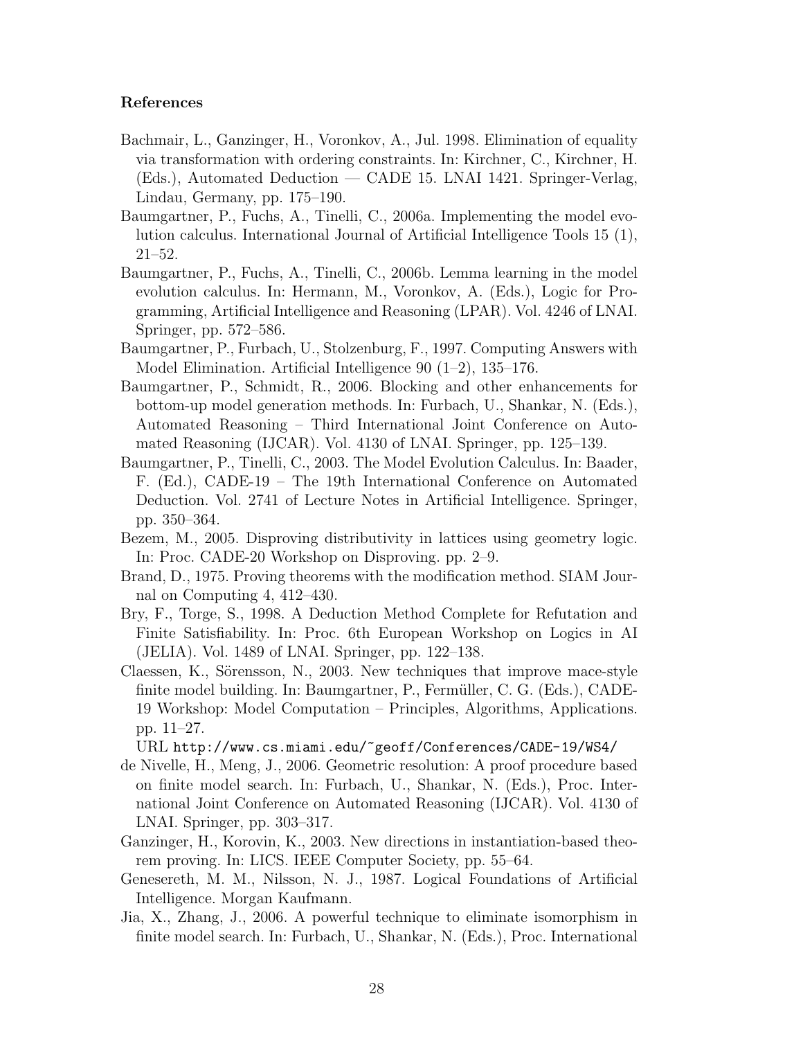# References

Bachmair, L., Ganzinger, H., Voronkov, A., Jul. 1998. Elimination of equality via transformation with ordering constraints. In: Kirchner, C., Kirchner, H. (Eds.), Automated Deduction — CADE 15. LNAI 1421. Springer-Verlag, Lindau, Germany, pp. 175–190.

Baumgartner, P., Fuchs, A., Tinelli, C., 2006a. Implementing the model evolution calculus. International Journal of Artificial Intelligence Tools 15 (1), 21–52.

Baumgartner, P., Fuchs, A., Tinelli, C., 2006b. Lemma learning in the model evolution calculus. In: Hermann, M., Voronkov, A. (Eds.), Logic for Programming, Artificial Intelligence and Reasoning (LPAR). Vol. 4246 of LNAI. Springer, pp. 572–586.

Baumgartner, P., Furbach, U., Stolzenburg, F., 1997. Computing Answers with Model Elimination. Artificial Intelligence 90 (1–2), 135–176.

Baumgartner, P., Schmidt, R., 2006. Blocking and other enhancements for bottom-up model generation methods. In: Furbach, U., Shankar, N. (Eds.), Automated Reasoning – Third International Joint Conference on Automated Reasoning (IJCAR). Vol. 4130 of LNAI. Springer, pp. 125–139.

Baumgartner, P., Tinelli, C., 2003. The Model Evolution Calculus. In: Baader, F. (Ed.), CADE-19 – The 19th International Conference on Automated Deduction. Vol. 2741 of Lecture Notes in Artificial Intelligence. Springer, pp. 350–364.

Bezem, M., 2005. Disproving distributivity in lattices using geometry logic. In: Proc. CADE-20 Workshop on Disproving. pp. 2–9.

Brand, D., 1975. Proving theorems with the modification method. SIAM Journal on Computing 4, 412–430.

Bry, F., Torge, S., 1998. A Deduction Method Complete for Refutation and Finite Satisfiability. In: Proc. 6th European Workshop on Logics in AI (JELIA). Vol. 1489 of LNAI. Springer, pp. 122–138.

Claessen, K., Sörensson, N., 2003. New techniques that improve mace-style finite model building. In: Baumgartner, P., Fermüller, C. G. (Eds.), CADE-19 Workshop: Model Computation – Principles, Algorithms, Applications. pp. 11–27.
URL http://www.cs.miami.edu/~geoff/Conferences/CADE-19/WS4/

de Nivelle, H., Meng, J., 2006. Geometric resolution: A proof procedure based on finite model search. In: Furbach, U., Shankar, N. (Eds.), Proc. International Joint Conference on Automated Reasoning (IJCAR). Vol. 4130 of LNAI. Springer, pp. 303–317.

Ganzinger, H., Korovin, K., 2003. New directions in instantiation-based theorem proving. In: LICS. IEEE Computer Society, pp. 55–64.

Genesereth, M. M., Nilsson, N. J., 1987. Logical Foundations of Artificial Intelligence. Morgan Kaufmann.

Jia, X., Zhang, J., 2006. A powerful technique to eliminate isomorphism in finite model search. In: Furbach, U., Shankar, N. (Eds.), Proc. International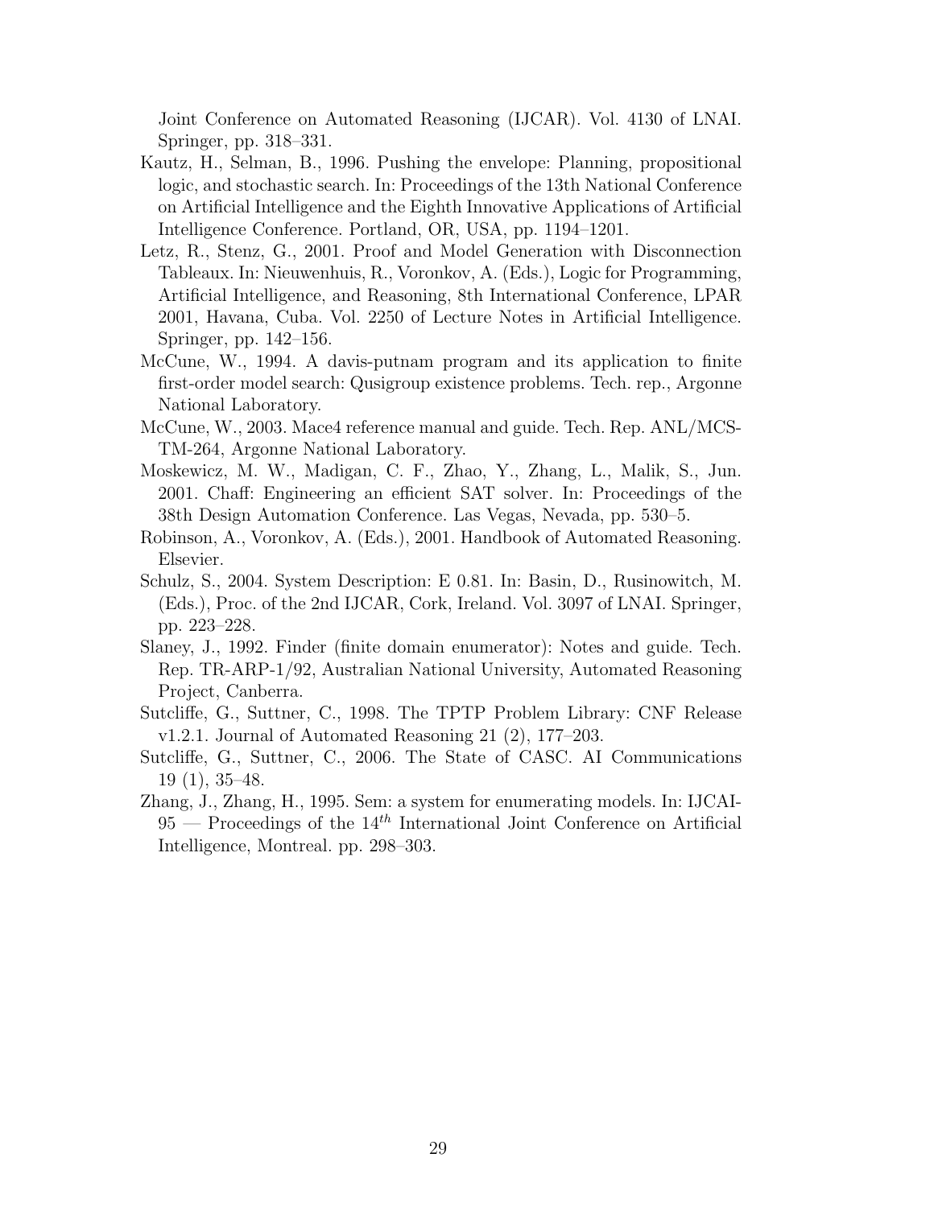Joint Conference on Automated Reasoning (IJCAR). Vol. 4130 of LNAI. Springer, pp. 318–331.

Kautz, H., Selman, B., 1996. Pushing the envelope: Planning, propositional logic, and stochastic search. In: Proceedings of the 13th National Conference on Artificial Intelligence and the Eighth Innovative Applications of Artificial Intelligence Conference. Portland, OR, USA, pp. 1194–1201.

Letz, R., Stenz, G., 2001. Proof and Model Generation with Disconnection Tableaux. In: Nieuwenhuis, R., Voronkov, A. (Eds.), Logic for Programming, Artificial Intelligence, and Reasoning, 8th International Conference, LPAR 2001, Havana, Cuba. Vol. 2250 of Lecture Notes in Artificial Intelligence. Springer, pp. 142–156.

McCune, W., 1994. A davis-putnam program and its application to finite first-order model search: Qusigroup existence problems. Tech. rep., Argonne National Laboratory.

McCune, W., 2003. Mace4 reference manual and guide. Tech. Rep. ANL/MCS-TM-264, Argonne National Laboratory.

Moskewicz, M. W., Madigan, C. F., Zhao, Y., Zhang, L., Malik, S., Jun. 2001. Chaff: Engineering an efficient SAT solver. In: Proceedings of the 38th Design Automation Conference. Las Vegas, Nevada, pp. 530–5.

Robinson, A., Voronkov, A. (Eds.), 2001. Handbook of Automated Reasoning. Elsevier.

Schulz, S., 2004. System Description: E 0.81. In: Basin, D., Rusinowitch, M. (Eds.), Proc. of the 2nd IJCAR, Cork, Ireland. Vol. 3097 of LNAI. Springer, pp. 223–228.

Slaney, J., 1992. Finder (finite domain enumerator): Notes and guide. Tech. Rep. TR-ARP-1/92, Australian National University, Automated Reasoning Project, Canberra.

Sutcliffe, G., Suttner, C., 1998. The TPTP Problem Library: CNF Release v1.2.1. Journal of Automated Reasoning 21 (2), 177–203.

Sutcliffe, G., Suttner, C., 2006. The State of CASC. AI Communications 19 (1), 35–48.

Zhang, J., Zhang, H., 1995. Sem: a system for enumerating models. In: IJCAI-95 — Proceedings of the $14^{th}$ International Joint Conference on Artificial Intelligence, Montreal. pp. 298–303.